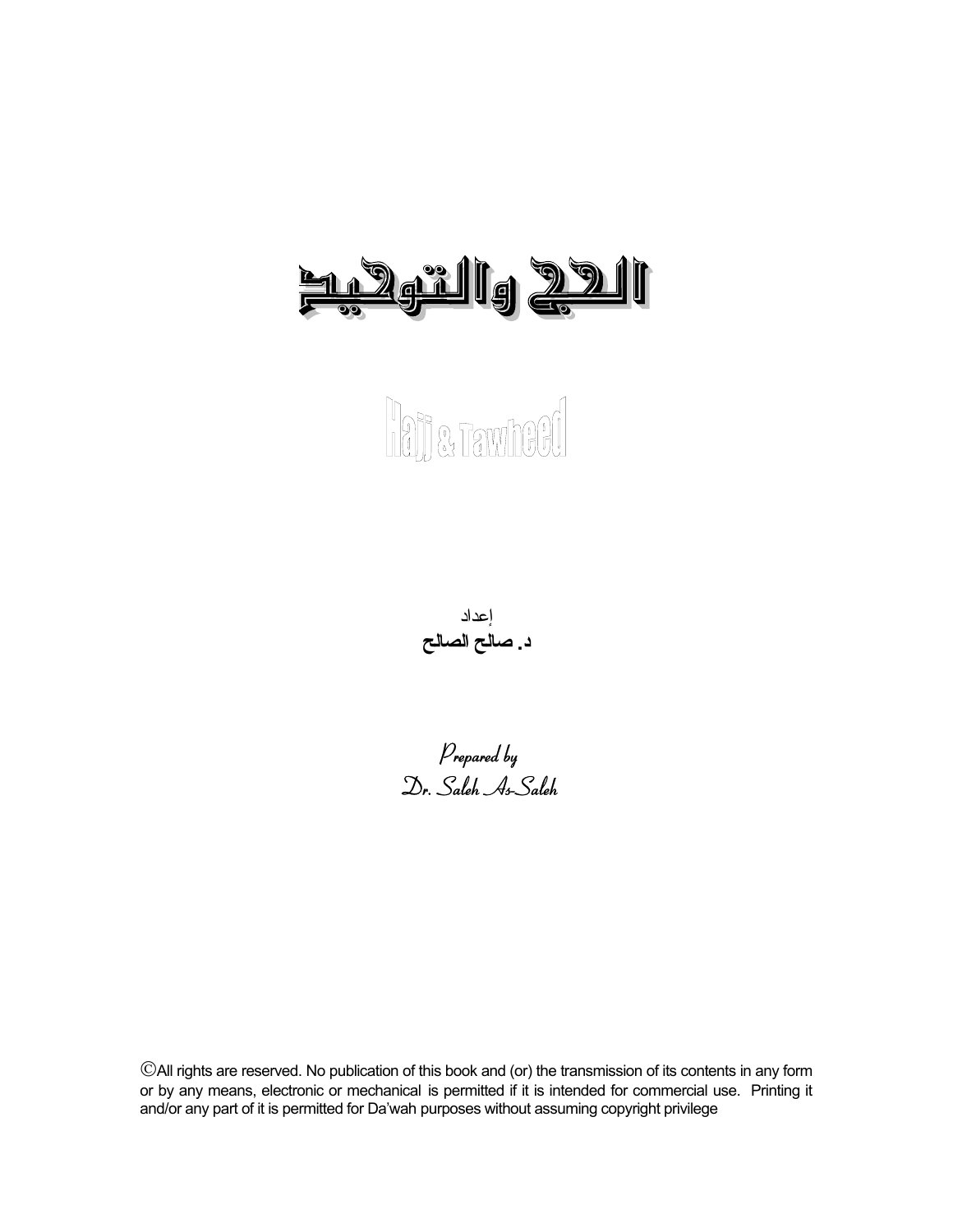# الحج والتوحيد

## Hajj & Tawheed

إعداد

**د. صالح الصالح**

*Prepared by*

*Dr. Saleh As-Saleh*

©All rights are reserved. No publication of this book and (or) the transmission of its contents in any form or by any means, electronic or mechanical is permitted if it is intended for commercial use. Printing it and/or any part of it is permitted for Da'wah purposes without assuming copyright privilege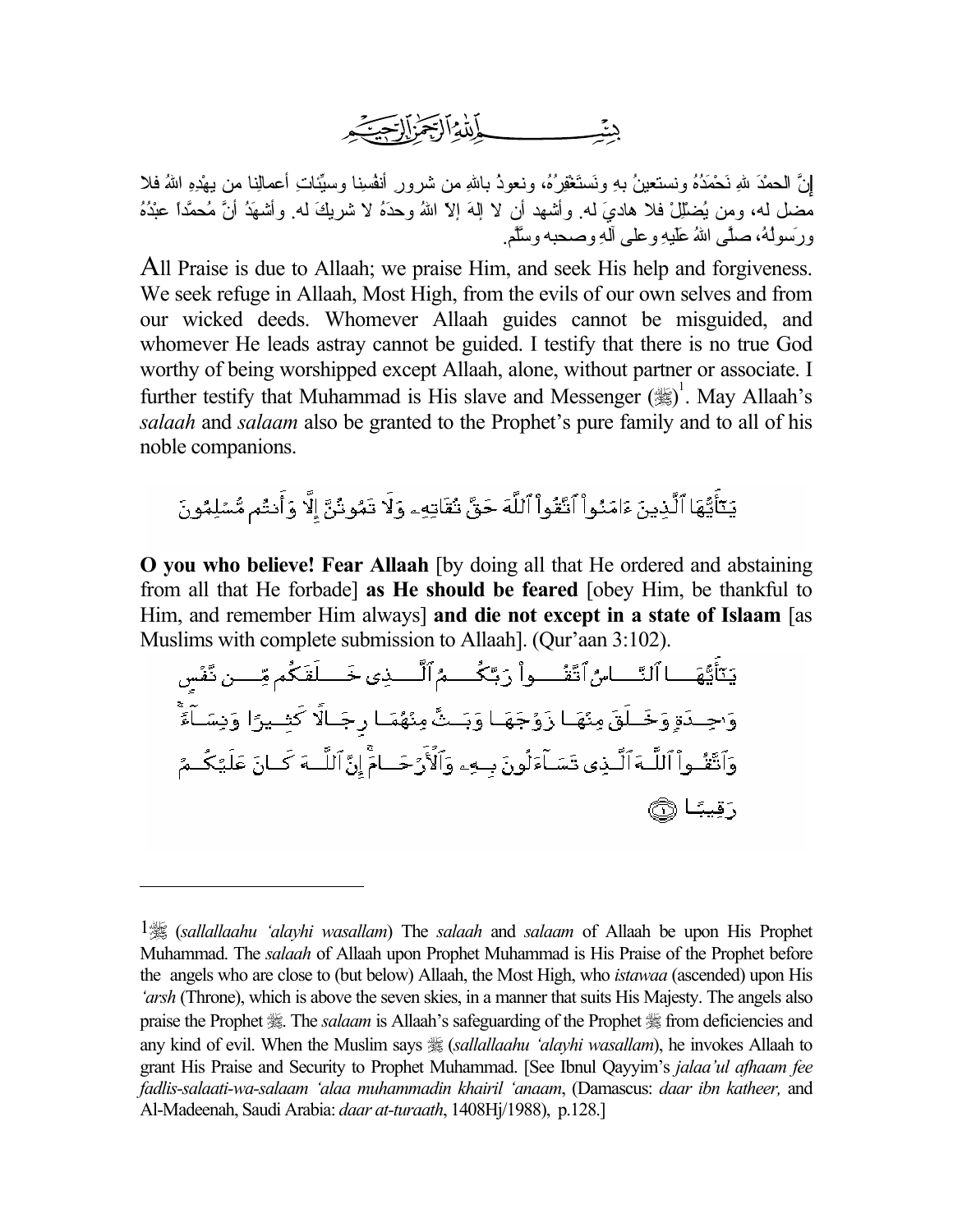بِسۡمِ ٱللَّهِ ٱلرَّحۡمَٰنِ ٱلرَّحِيمِ

إنَّ الحمْدَ للهِ نَحْمَدُهُ ونستعينُ بهِ ونَستَغْفِرُهُ، ونعوذُ باللهِ من شرورِ أنفُسِنا وسيِّئاتِ أعمالِنا من يهْدِهِ اللهُ فلا مضل له، ومن يُضْلِلْ فلا هاديَ له. وأشهد أن لا إلهَ إلاّ اللهُ وحدَهُ لا شريكَ له. وأشهَدُ أنَّ مُحمَّداً عبْدُهُ ورَسولُهُ، صلَّى اللهُ عَلَيهِ وعلى آلِهِ وصحبه وسلَّم.

All Praise is due to Allaah; we praise Him, and seek His help and forgiveness. We seek refuge in Allaah, Most High, from the evils of our own selves and from our wicked deeds. Whomever Allaah guides cannot be misguided, and whomever He leads astray cannot be guided. I testify that there is no true God worthy of being worshipped except Allaah, alone, without partner or associate. I further testify that Muhammad is His slave and Messenger (ﷺ)[1]. May Allaah's *salaah* and *salaam* also be granted to the Prophet's pure family and to all of his noble companions.

يَـٰٓأَيُّهَا ٱلَّذِينَ ءَامَنُواْ ٱتَّقُواْ ٱللَّهَ حَقَّ تُقَاتِهِۦ وَلَا تَمُوتُنَّ إِلَّا وَأَنتُم مُّسۡلِمُونَ

**O you who believe! Fear Allaah** [by doing all that He ordered and abstaining from all that He forbade] **as He should be feared** [obey Him, be thankful to Him, and remember Him always] **and die not except in a state of Islaam** [as Muslims with complete submission to Allaah]. (Qur'aan 3:102).

يَـٰٓأَيُّهَا ٱلنَّاسُ ٱتَّقُواْ رَبَّكُمُ ٱلَّذِى خَلَقَكُم مِّن نَّفۡسٍ وَٰحِدَةٍ وَخَلَقَ مِنۡهَا زَوۡجَهَا وَبَثَّ مِنۡهُمَا رِجَالًا كَثِيرًا وَنِسَآءً ۚ وَٱتَّقُواْ ٱللَّهَ ٱلَّذِى تَسَآءَلُونَ بِهِۦ وَٱلۡأَرۡحَامَ ۚ إِنَّ ٱللَّهَ كَانَ عَلَيۡكُمۡ رَقِيبًا ﴿١﴾

---

[1] ﷺ (*sallallaahu 'alayhi wasallam*) The *salaah* and *salaam* of Allaah be upon His Prophet Muhammad. The *salaah* of Allaah upon Prophet Muhammad is His Praise of the Prophet before the angels who are close to (but below) Allaah, the Most High, who *istawaa* (ascended) upon His *'arsh* (Throne), which is above the seven skies, in a manner that suits His Majesty. The angels also praise the Prophet ﷺ. The *salaam* is Allaah's safeguarding of the Prophet ﷺ from deficiencies and any kind of evil. When the Muslim says ﷺ (*sallallaahu 'alayhi wasallam*), he invokes Allaah to grant His Praise and Security to Prophet Muhammad. [See Ibnul Qayyim's *jalaa'ul afhaam fee fadlis-salaati-wa-salaam 'alaa muhammadin khairil 'anaam*, (Damascus: *daar ibn katheer,* and Al-Madeenah, Saudi Arabia: *daar at-turaath*, 1408Hj/1988), p.128.]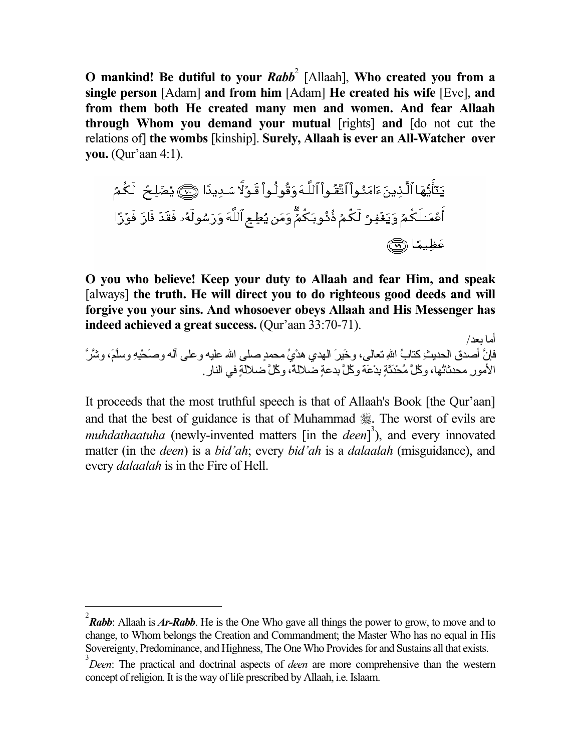**O mankind! Be dutiful to your *Rabb*[2] [Allaah], Who created you from a single person** [Adam] **and from him** [Adam] **He created his wife** [Eve], **and from them both He created many men and women. And fear Allaah through Whom you demand your mutual** [rights] **and** [do not cut the relations of] **the wombs** [kinship]. **Surely, Allaah is ever an All-Watcher over you.** (Qur'aan 4:1).

يَٰٓأَيُّهَا ٱلَّذِينَ ءَامَنُواْ ٱتَّقُواْ ٱللَّهَ وَقُولُواْ قَوۡلٗا سَدِيدٗا ﴿٧٠﴾ يُصۡلِحۡ لَكُمۡ أَعۡمَٰلَكُمۡ وَيَغۡفِرۡ لَكُمۡ ذُنُوبَكُمۡۗ وَمَن يُطِعِ ٱللَّهَ وَرَسُولَهُۥ فَقَدۡ فَازَ فَوۡزًا عَظِيمًا ﴿٧١﴾

**O you who believe! Keep your duty to Allaah and fear Him, and speak** [always] **the truth. He will direct you to do righteous good deeds and will forgive you your sins. And whosoever obeys Allaah and His Messenger has indeed achieved a great success.** (Qur'aan 33:70-71).

أما بعد/

فإنَّ أصدق الحديثِ كتابُ اللهِ تعالى، وخَيرَ الهدي هدْيُ محمدٍ صلى الله عليه وعلى آله وصَحْبِهِ وسلَّمَ، وشَرَّ الأمور محدثاتُها، وكُلَّ مُحْدَثَةٍ بِدْعَة وكُلَّ بدعةٍ ضلالةٌ، وكُلَّ ضلالةٍ في النار.

It proceeds that the most truthful speech is that of Allaah's Book [the Qur'aan] and that the best of guidance is that of Muhammad ﷺ. The worst of evils are *muhdathaatuha* (newly-invented matters [in the *deen*][3]), and every innovated matter (in the *deen*) is a *bid'ah*; every *bid'ah* is a *dalaalah* (misguidance), and every *dalaalah* is in the Fire of Hell.

---

[2] ***Rabb***: Allaah is ***Ar-Rabb***. He is the One Who gave all things the power to grow, to move and to change, to Whom belongs the Creation and Commandment; the Master Who has no equal in His Sovereignty, Predominance, and Highness, The One Who Provides for and Sustains all that exists.

[3] *Deen*: The practical and doctrinal aspects of *deen* are more comprehensive than the western concept of religion. It is the way of life prescribed by Allaah, i.e. Islaam.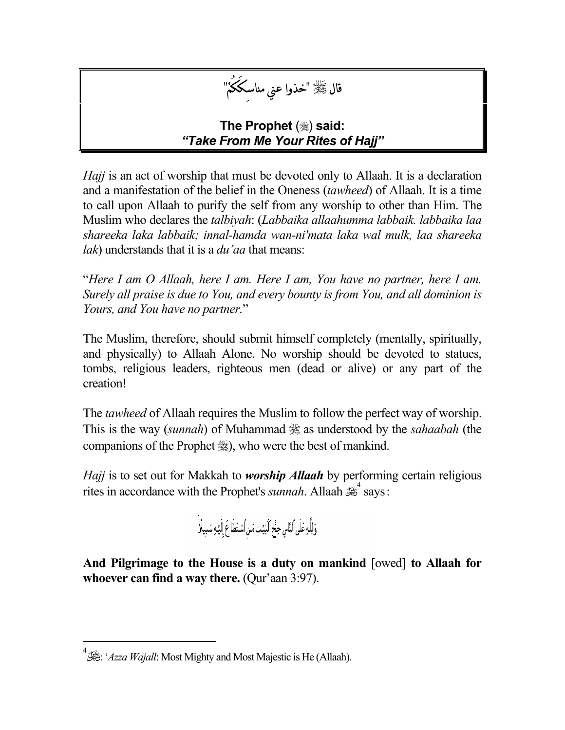قال ﷺ "خذوا عني مناسِككُمْ"

**The Prophet (ﷺ) said:**
***"Take From Me Your Rites of Hajj"***

*Hajj* is an act of worship that must be devoted only to Allaah. It is a declaration and a manifestation of the belief in the Oneness (*tawheed*) of Allaah. It is a time to call upon Allaah to purify the self from any worship to other than Him. The Muslim who declares the *talbiyah*: (*Labbaika allaahumma labbaik. labbaika laa shareeka laka labbaik; innal-hamda wan-ni'mata laka wal mulk, laa shareeka lak*) understands that it is a *du'aa* that means:

"*Here I am O Allaah, here I am. Here I am, You have no partner, here I am. Surely all praise is due to You, and every bounty is from You, and all dominion is Yours, and You have no partner.*"

The Muslim, therefore, should submit himself completely (mentally, spiritually, and physically) to Allaah Alone. No worship should be devoted to statues, tombs, religious leaders, righteous men (dead or alive) or any part of the creation!

The *tawheed* of Allaah requires the Muslim to follow the perfect way of worship. This is the way (*sunnah*) of Muhammad ﷺ as understood by the *sahaabah* (the companions of the Prophet ﷺ), who were the best of mankind.

*Hajj* is to set out for Makkah to ***worship Allaah*** by performing certain religious rites in accordance with the Prophet's *sunnah*. Allaah ﷻ[4] says:

وَلِلَّهِ عَلَى ٱلنَّاسِ حِجُّ ٱلْبَيْتِ مَنِ ٱسْتَطَاعَ إِلَيْهِ سَبِيلًا

**And Pilgrimage to the House is a duty on mankind** [owed] **to Allaah for whoever can find a way there.** (Qur'aan 3:97).

---

[4] ﷻ: '*Azza Wajall*: Most Mighty and Most Majestic is He (Allaah).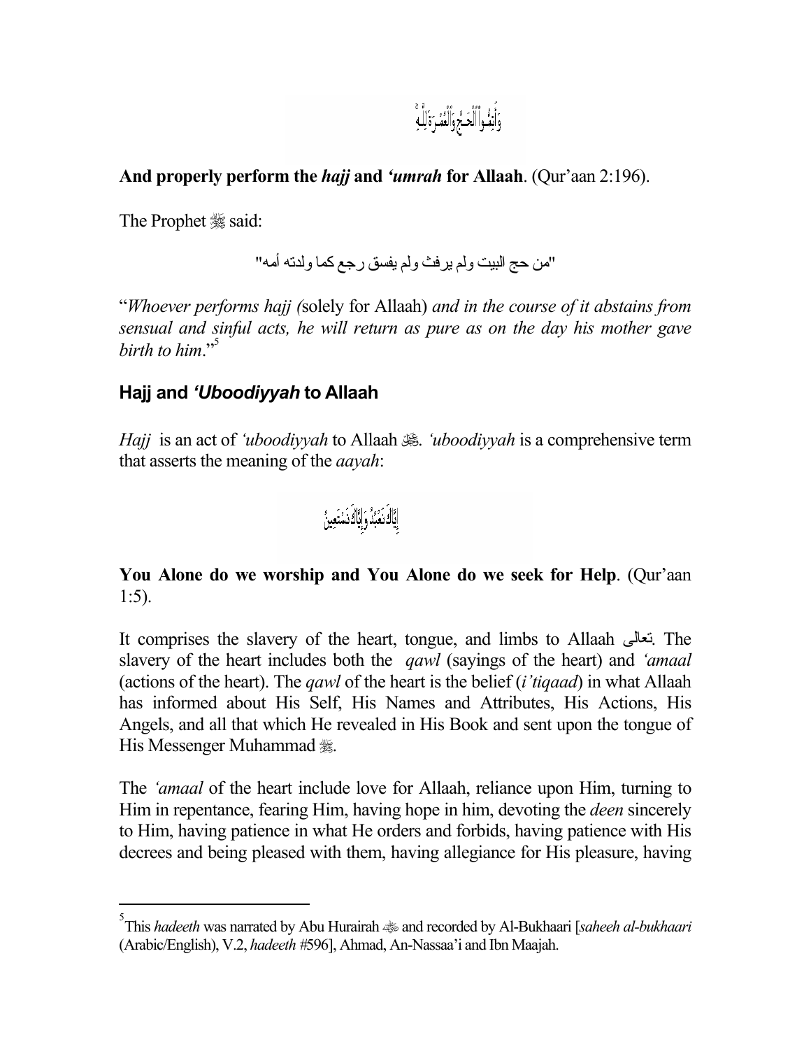وَأَتِمُّوا۟ ٱلْحَجَّ وَٱلْعُمْرَةَ لِلَّهِ

**And properly perform the *hajj* and *'umrah* for Allaah**. (Qur'aan 2:196).

The Prophet ﷺ said:

"من حج البيت ولم يرفث ولم يفسق رجع كما ولدته أمه"

"*Whoever performs hajj (*solely for Allaah) *and in the course of it abstains from sensual and sinful acts, he will return as pure as on the day his mother gave birth to him*."[5]

## Hajj and *'Uboodiyyah* to Allaah

*Hajj* is an act of *'uboodiyyah* to Allaah ﷻ. *'uboodiyyah* is a comprehensive term that asserts the meaning of the *aayah*:

إِيَّاكَ نَعْبُدُ وَإِيَّاكَ نَسْتَعِينُ

**You Alone do we worship and You Alone do we seek for Help**. (Qur'aan 1:5).

It comprises the slavery of the heart, tongue, and limbs to Allaah تعالى. The slavery of the heart includes both the *qawl* (sayings of the heart) and *'amaal* (actions of the heart). The *qawl* of the heart is the belief (*i'tiqaad*) in what Allaah has informed about His Self, His Names and Attributes, His Actions, His Angels, and all that which He revealed in His Book and sent upon the tongue of His Messenger Muhammad ﷺ.

The *'amaal* of the heart include love for Allaah, reliance upon Him, turning to Him in repentance, fearing Him, having hope in him, devoting the *deen* sincerely to Him, having patience in what He orders and forbids, having patience with His decrees and being pleased with them, having allegiance for His pleasure, having

---

[5] This *hadeeth* was narrated by Abu Hurairah ؓ and recorded by Al-Bukhaari [*saheeh al-bukhaari* (Arabic/English), V.2, *hadeeth* #596], Ahmad, An-Nassaa'i and Ibn Maajah.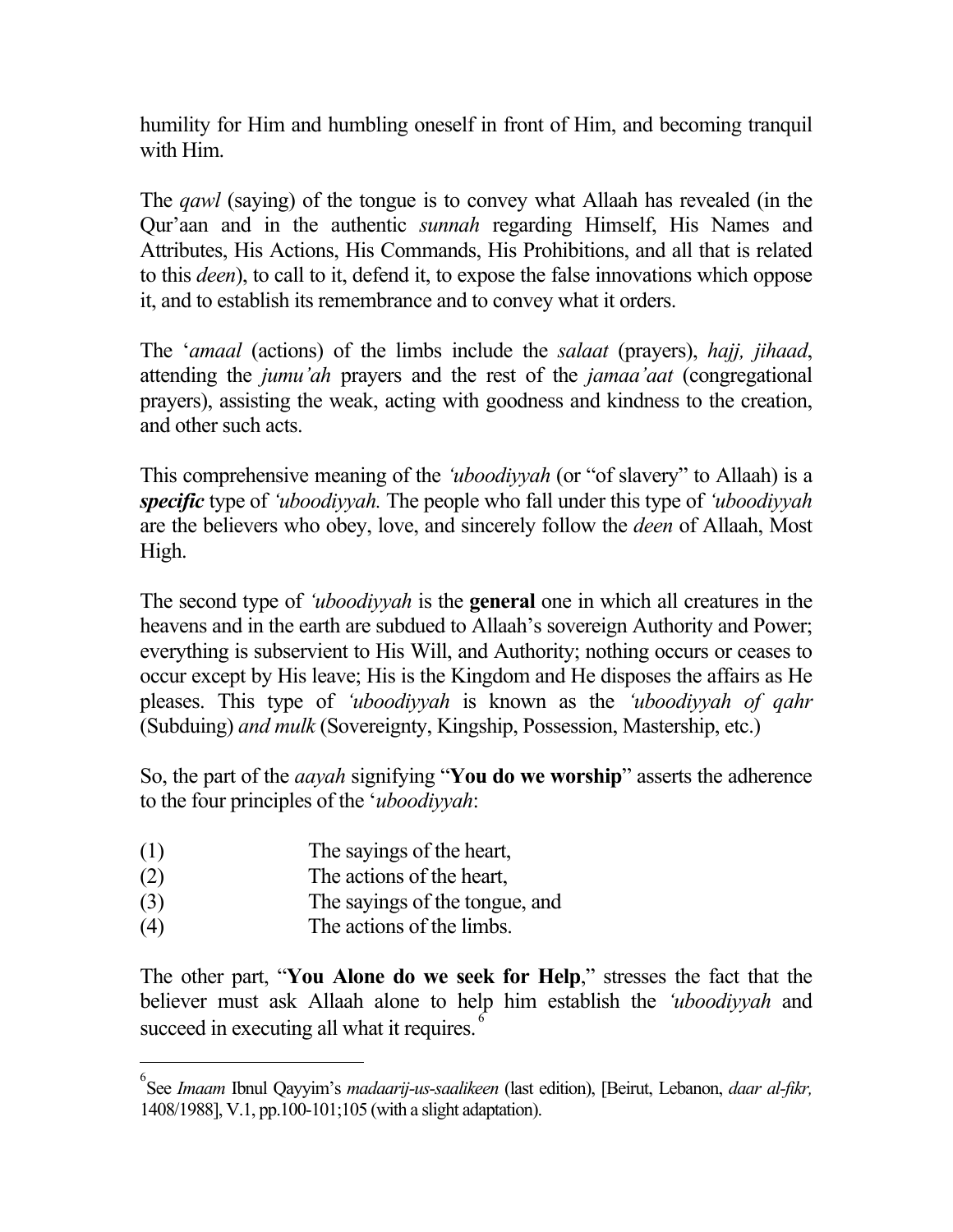humility for Him and humbling oneself in front of Him, and becoming tranquil with Him.

The *qawl* (saying) of the tongue is to convey what Allaah has revealed (in the Qur'aan and in the authentic *sunnah* regarding Himself, His Names and Attributes, His Actions, His Commands, His Prohibitions, and all that is related to this *deen*), to call to it, defend it, to expose the false innovations which oppose it, and to establish its remembrance and to convey what it orders.

The '*amaal* (actions) of the limbs include the *salaat* (prayers), *hajj, jihaad*, attending the *jumu'ah* prayers and the rest of the *jamaa'aat* (congregational prayers), assisting the weak, acting with goodness and kindness to the creation, and other such acts.

This comprehensive meaning of the *'uboodiyyah* (or "of slavery" to Allaah) is a ***specific*** type of *'uboodiyyah.* The people who fall under this type of *'uboodiyyah* are the believers who obey, love, and sincerely follow the *deen* of Allaah, Most High.

The second type of *'uboodiyyah* is the **general** one in which all creatures in the heavens and in the earth are subdued to Allaah's sovereign Authority and Power; everything is subservient to His Will, and Authority; nothing occurs or ceases to occur except by His leave; His is the Kingdom and He disposes the affairs as He pleases. This type of *'uboodiyyah* is known as the *'uboodiyyah of qahr* (Subduing) *and mulk* (Sovereignty, Kingship, Possession, Mastership, etc.)

So, the part of the *aayah* signifying "**You do we worship**" asserts the adherence to the four principles of the '*uboodiyyah*:

(1) The sayings of the heart,
(2) The actions of the heart,
(3) The sayings of the tongue, and
(4) The actions of the limbs.

The other part, "**You Alone do we seek for Help**," stresses the fact that the believer must ask Allaah alone to help him establish the *'uboodiyyah* and succeed in executing all what it requires.[6]

---

[6] See *Imaam* Ibnul Qayyim's *madaarij-us-saalikeen* (last edition), [Beirut, Lebanon, *daar al-fikr,* 1408/1988], V.1, pp.100-101;105 (with a slight adaptation).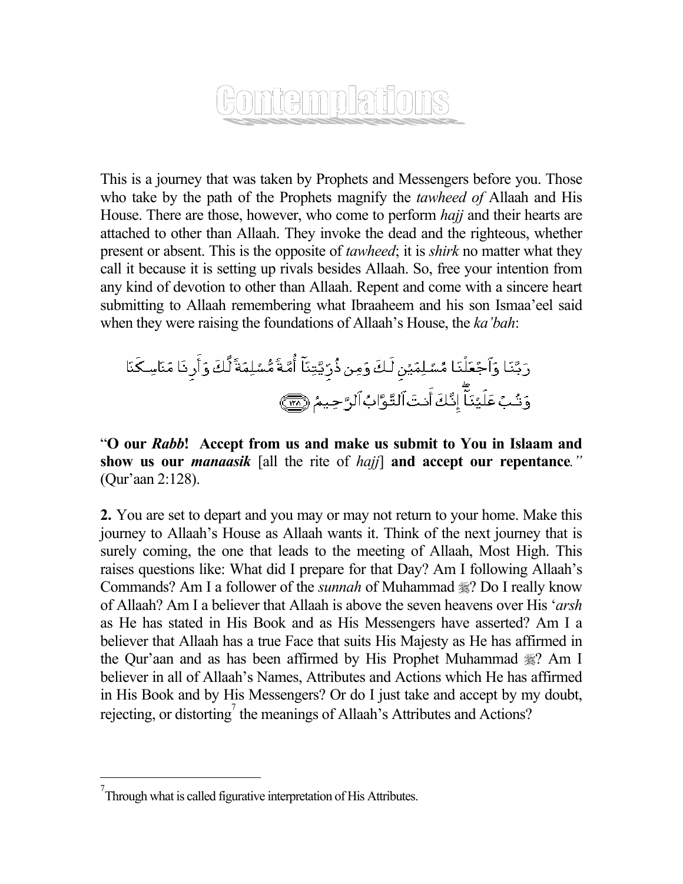# Contemplations

This is a journey that was taken by Prophets and Messengers before you. Those who take by the path of the Prophets magnify the *tawheed of* Allaah and His House. There are those, however, who come to perform *hajj* and their hearts are attached to other than Allaah. They invoke the dead and the righteous, whether present or absent. This is the opposite of *tawheed*; it is *shirk* no matter what they call it because it is setting up rivals besides Allaah. So, free your intention from any kind of devotion to other than Allaah. Repent and come with a sincere heart submitting to Allaah remembering what Ibraaheem and his son Ismaa'eel said when they were raising the foundations of Allaah's House, the *ka'bah*:

رَبَّنَا وَٱجْعَلْنَا مُسْلِمَيْنِ لَكَ وَمِن ذُرِّيَّتِنَآ أُمَّةً مُّسْلِمَةً لَّكَ وَأَرِنَا مَنَاسِكَنَا وَتُبْ عَلَيْنَآ ۖ إِنَّكَ أَنتَ ٱلتَّوَّابُ ٱلرَّحِيمُ ﴿١٢٨﴾

"**O our *Rabb*! Accept from us and make us submit to You in Islaam and show us our *manaasik*** [all the rite of *hajj*] **and accept our repentance***."* (Qur'aan 2:128).

**2.** You are set to depart and you may or may not return to your home. Make this journey to Allaah's House as Allaah wants it. Think of the next journey that is surely coming, the one that leads to the meeting of Allaah, Most High. This raises questions like: What did I prepare for that Day? Am I following Allaah's Commands? Am I a follower of the *sunnah* of Muhammad ﷺ? Do I really know of Allaah? Am I a believer that Allaah is above the seven heavens over His '*arsh* as He has stated in His Book and as His Messengers have asserted? Am I a believer that Allaah has a true Face that suits His Majesty as He has affirmed in the Qur'aan and as has been affirmed by His Prophet Muhammad ﷺ? Am I believer in all of Allaah's Names, Attributes and Actions which He has affirmed in His Book and by His Messengers? Or do I just take and accept by my doubt, rejecting, or distorting[7] the meanings of Allaah's Attributes and Actions?

---

[7] Through what is called figurative interpretation of His Attributes.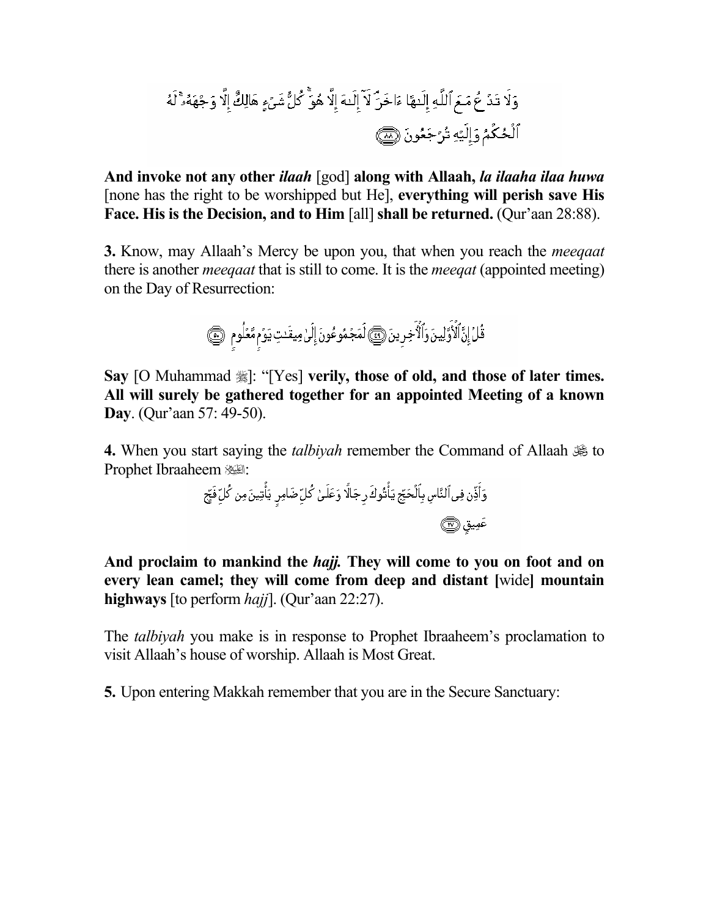وَلَا تَدْعُ مَعَ ٱللَّهِ إِلَـٰهًا ءَاخَرَ ۘ لَآ إِلَـٰهَ إِلَّا هُوَ ۚ كُلُّ شَىْءٍ هَالِكٌ إِلَّا وَجْهَهُۥ ۚ لَهُ ٱلْحُكْمُ وَإِلَيْهِ تُرْجَعُونَ ﴿٨٨﴾

**And invoke not any other *ilaah*** [god] **along with Allaah, *la ilaaha ilaa huwa*** [none has the right to be worshipped but He], **everything will perish save His Face. His is the Decision, and to Him** [all] **shall be returned.** (Qur'aan 28:88).

**3.** Know, may Allaah's Mercy be upon you, that when you reach the *meeqaat* there is another *meeqaat* that is still to come. It is the *meeqat* (appointed meeting) on the Day of Resurrection:

قُلْ إِنَّ ٱلْأَوَّلِينَ وَٱلْءَاخِرِينَ ﴿٤٩﴾ لَمَجْمُوعُونَ إِلَىٰ مِيقَـٰتِ يَوْمٍ مَّعْلُومٍ ﴿٥٠﴾

**Say** [O Muhammad ﷺ]: "[Yes] **verily, those of old, and those of later times. All will surely be gathered together for an appointed Meeting of a known Day**. (Qur'aan 57: 49-50).

**4.** When you start saying the *talbiyah* remember the Command of Allaah ﷻ to Prophet Ibraaheem عليه السلام:

وَأَذِّن فِى ٱلنَّاسِ بِٱلْحَجِّ يَأْتُوكَ رِجَالًا وَعَلَىٰ كُلِّ ضَامِرٍ يَأْتِينَ مِن كُلِّ فَجٍّ عَمِيقٍ ﴿٢٧﴾

**And proclaim to mankind the *hajj.* They will come to you on foot and on every lean camel; they will come from deep and distant [**wide**] mountain highways** [to perform *hajj*]. (Qur'aan 22:27).

The *talbiyah* you make is in response to Prophet Ibraaheem's proclamation to visit Allaah's house of worship. Allaah is Most Great.

**5.** Upon entering Makkah remember that you are in the Secure Sanctuary: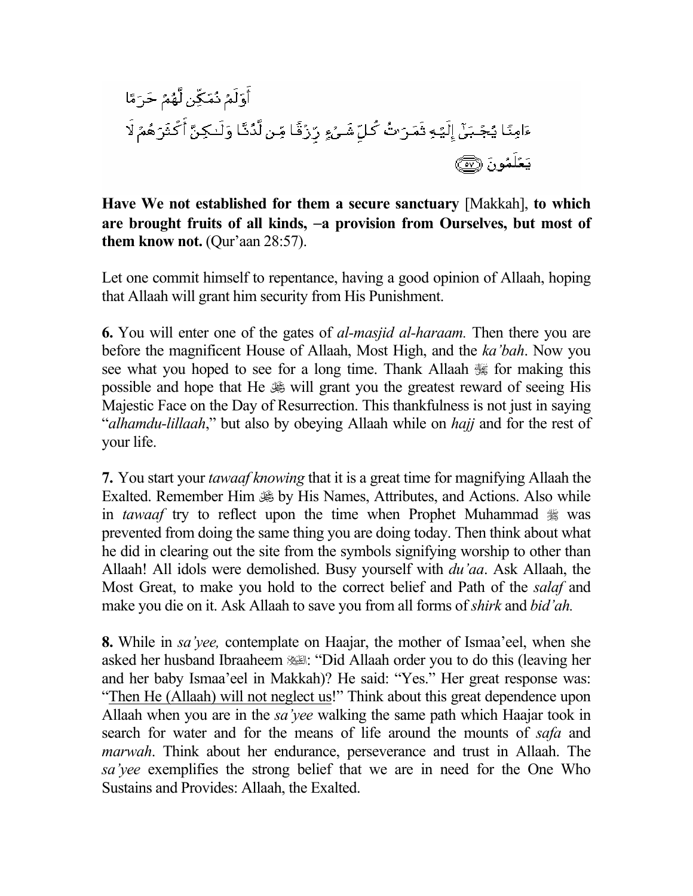أَوَلَمْ نُمَكِّن لَّهُمْ حَرَمًا
ءَامِنًا يُجْبَىٰٓ إِلَيْهِ ثَمَرَٰتُ كُلِّ شَىْءٍ رِّزْقًا مِّن لَّدُنَّا وَلَٰكِنَّ أَكْثَرَهُمْ لَا
يَعْلَمُونَ ﴿٥٧﴾

**Have We not established for them a secure sanctuary** [Makkah], **to which are brought fruits of all kinds, –a provision from Ourselves, but most of them know not.** (Qur'aan 28:57).

Let one commit himself to repentance, having a good opinion of Allaah, hoping that Allaah will grant him security from His Punishment.

**6.** You will enter one of the gates of *al-masjid al-haraam.* Then there you are before the magnificent House of Allaah, Most High, and the *ka'bah*. Now you see what you hoped to see for a long time. Thank Allaah ﷻ for making this possible and hope that He ﷻ will grant you the greatest reward of seeing His Majestic Face on the Day of Resurrection. This thankfulness is not just in saying "*alhamdu-lillaah*," but also by obeying Allaah while on *hajj* and for the rest of your life.

**7.** You start your *tawaaf knowing* that it is a great time for magnifying Allaah the Exalted. Remember Him ﷻ by His Names, Attributes, and Actions. Also while in *tawaaf* try to reflect upon the time when Prophet Muhammad ﷺ was prevented from doing the same thing you are doing today. Then think about what he did in clearing out the site from the symbols signifying worship to other than Allaah! All idols were demolished. Busy yourself with *du'aa*. Ask Allaah, the Most Great, to make you hold to the correct belief and Path of the *salaf* and make you die on it. Ask Allaah to save you from all forms of *shirk* and *bid'ah.*

**8.** While in *sa'yee,* contemplate on Haajar, the mother of Ismaa'eel, when she asked her husband Ibraaheem عليه السلام: "Did Allaah order you to do this (leaving her and her baby Ismaa'eel in Makkah)? He said: "Yes." Her great response was: "Then He (Allaah) will not neglect us!" Think about this great dependence upon Allaah when you are in the *sa'yee* walking the same path which Haajar took in search for water and for the means of life around the mounts of *safa* and *marwah*. Think about her endurance, perseverance and trust in Allaah. The *sa'yee* exemplifies the strong belief that we are in need for the One Who Sustains and Provides: Allaah, the Exalted.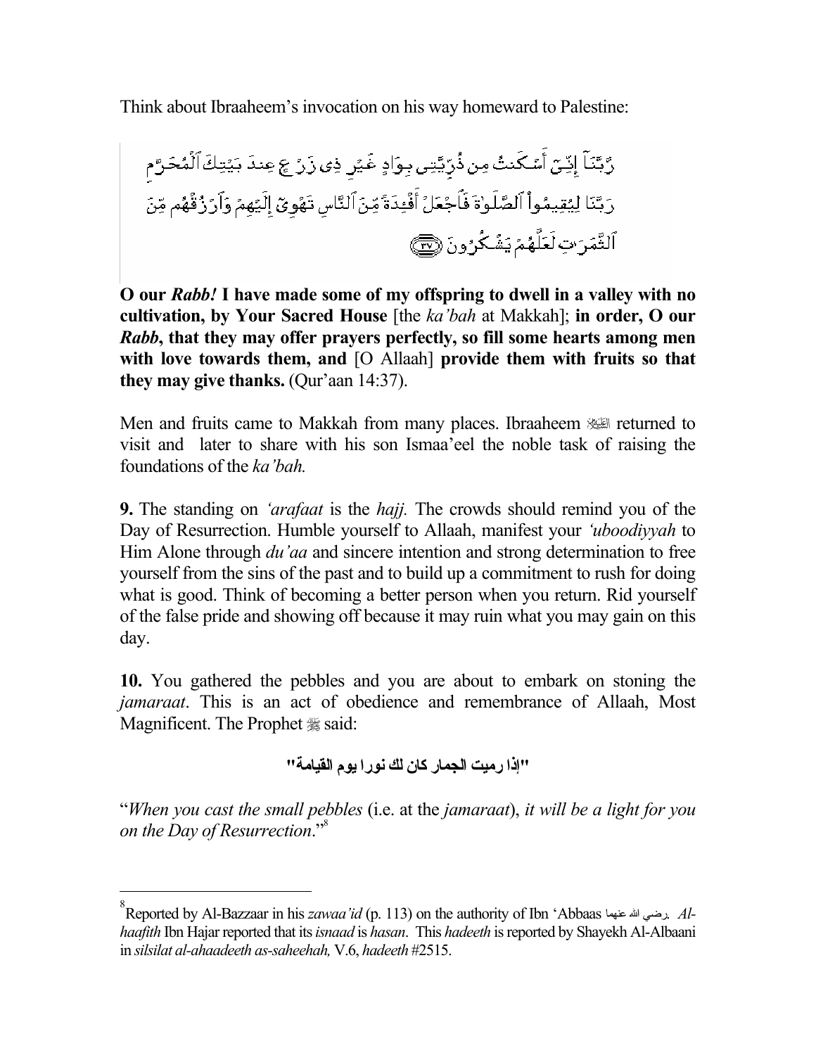Think about Ibraaheem's invocation on his way homeward to Palestine:

رَّبَّنَآ إِنِّيٓ أَسۡكَنتُ مِن ذُرِّيَّتِي بِوَادٍ غَيۡرِ ذِي زَرۡعٍ عِندَ بَيۡتِكَ ٱلۡمُحَرَّمِ رَبَّنَا لِيُقِيمُواْ ٱلصَّلَوٰةَ فَٱجۡعَلۡ أَفۡـِٔدَةٗ مِّنَ ٱلنَّاسِ تَهۡوِيٓ إِلَيۡهِمۡ وَٱرۡزُقۡهُم مِّنَ ٱلثَّمَرَٰتِ لَعَلَّهُمۡ يَشۡكُرُونَ ﴿٣٧﴾

**O our *Rabb!* I have made some of my offspring to dwell in a valley with no cultivation, by Your Sacred House** [the *ka'bah* at Makkah]; **in order, O our *Rabb*, that they may offer prayers perfectly, so fill some hearts among men with love towards them, and** [O Allaah] **provide them with fruits so that they may give thanks.** (Qur'aan 14:37).

Men and fruits came to Makkah from many places. Ibraaheem ﷺ returned to visit and later to share with his son Ismaa'eel the noble task of raising the foundations of the *ka'bah.*

**9.** The standing on *'arafaat* is the *hajj.* The crowds should remind you of the Day of Resurrection. Humble yourself to Allaah, manifest your *'uboodiyyah* to Him Alone through *du'aa* and sincere intention and strong determination to free yourself from the sins of the past and to build up a commitment to rush for doing what is good. Think of becoming a better person when you return. Rid yourself of the false pride and showing off because it may ruin what you may gain on this day.

**10.** You gathered the pebbles and you are about to embark on stoning the *jamaraat*. This is an act of obedience and remembrance of Allaah, Most Magnificent. The Prophet ﷺ said:

**"إذا رميت الجمار كان لك نورا يوم القيامة"**

"*When you cast the small pebbles* (i.e. at the *jamaraat*), *it will be a light for you on the Day of Resurrection*."[8]

---

[8] Reported by Al-Bazzaar in his *zawaa'id* (p. 113) on the authority of Ibn 'Abbaas رضي الله عنهما. *Al-haafith* Ibn Hajar reported that its *isnaad* is *hasan*. This *hadeeth* is reported by Shayekh Al-Albaani in *silsilat al-ahaadeeth as-saheehah,* V.6, *hadeeth* #2515.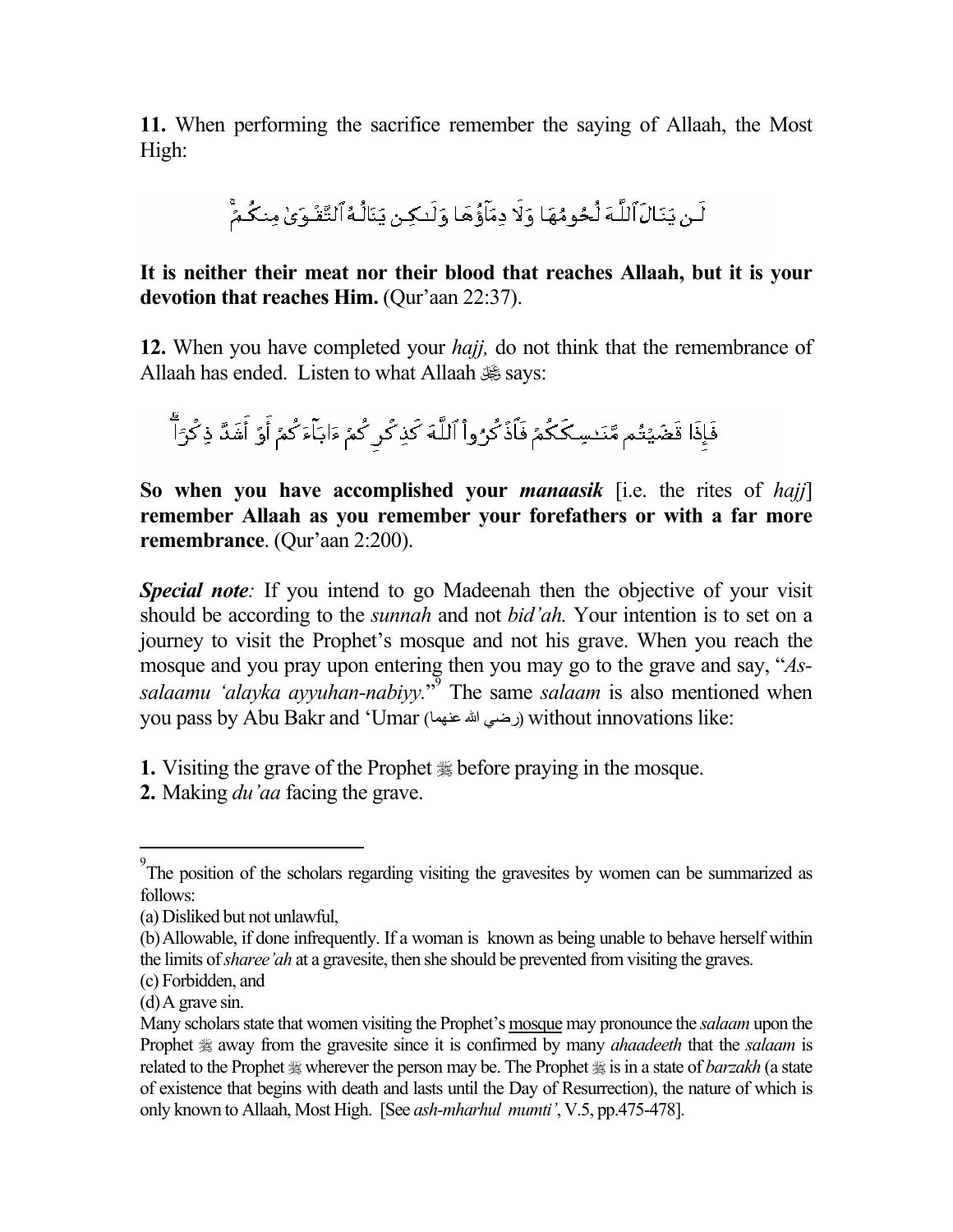**11.** When performing the sacrifice remember the saying of Allaah, the Most High:

لَن يَنَالَ ٱللَّهَ لُحُومُهَا وَلَا دِمَآؤُهَا وَلَـٰكِن يَنَالُهُ ٱلتَّقْوَىٰ مِنكُمْ ۚ

**It is neither their meat nor their blood that reaches Allaah, but it is your devotion that reaches Him.** (Qur'aan 22:37).

**12.** When you have completed your *hajj,* do not think that the remembrance of Allaah has ended. Listen to what Allaah ﷻ says:

فَإِذَا قَضَيْتُم مَّنَـٰسِكَكُمْ فَٱذْكُرُوا۟ ٱللَّهَ كَذِكْرِكُمْ ءَابَآءَكُمْ أَوْ أَشَدَّ ذِكْرًا ۗ

**So when you have accomplished your *manaasik*** [i.e. the rites of *hajj*] **remember Allaah as you remember your forefathers or with a far more remembrance**. (Qur'aan 2:200).

***Special note:*** If you intend to go Madeenah then the objective of your visit should be according to the *sunnah* and not *bid'ah.* Your intention is to set on a journey to visit the Prophet's mosque and not his grave. When you reach the mosque and you pray upon entering then you may go to the grave and say, "*As-salaamu 'alayka ayyuhan-nabiyy.*"[9] The same *salaam* is also mentioned when you pass by Abu Bakr and 'Umar (رضي الله عنهما) without innovations like:

**1.** Visiting the grave of the Prophet ﷺ before praying in the mosque.
**2.** Making *du'aa* facing the grave.

---

[9] The position of the scholars regarding visiting the gravesites by women can be summarized as follows:

(a) Disliked but not unlawful,

(b) Allowable, if done infrequently. If a woman is known as being unable to behave herself within the limits of *sharee'ah* at a gravesite, then she should be prevented from visiting the graves.

(c) Forbidden, and

(d) A grave sin.

Many scholars state that women visiting the Prophet's mosque may pronounce the *salaam* upon the Prophet ﷺ away from the gravesite since it is confirmed by many *ahaadeeth* that the *salaam* is related to the Prophet ﷺ wherever the person may be. The Prophet ﷺ is in a state of *barzakh* (a state of existence that begins with death and lasts until the Day of Resurrection), the nature of which is only known to Allaah, Most High. [See *ash-mharhul mumti'*, V.5, pp.475-478].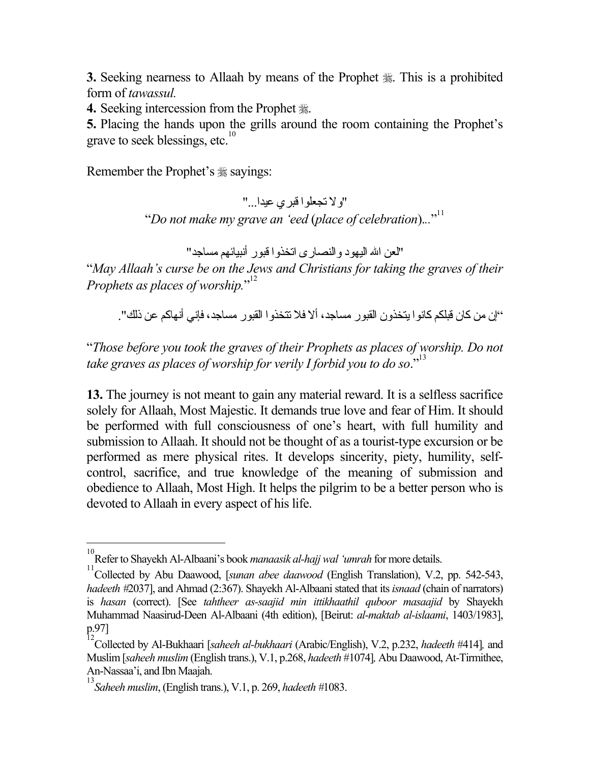**3.** Seeking nearness to Allaah by means of the Prophet ﷺ. This is a prohibited form of *tawassul.*

**4.** Seeking intercession from the Prophet ﷺ.

**5.** Placing the hands upon the grills around the room containing the Prophet's grave to seek blessings, etc.[10]

Remember the Prophet's ﷺ sayings:

"ولا تجعلوا قبري عيدا..."

"*Do not make my grave an 'eed* (*place of celebration*)..."[11]

"لعن الله اليهود والنصارى اتخذوا قبور أنبيائهم مساجد"

"*May Allaah's curse be on the Jews and Christians for taking the graves of their Prophets as places of worship.*"[12]

"إن من كان قبلكم كانوا يتخذون القبور مساجد، ألا فلا تتخذوا القبور مساجد، فإني أنهاكم عن ذلك".

"*Those before you took the graves of their Prophets as places of worship. Do not take graves as places of worship for verily I forbid you to do so*."[13]

**13.** The journey is not meant to gain any material reward. It is a selfless sacrifice solely for Allaah, Most Majestic. It demands true love and fear of Him. It should be performed with full consciousness of one's heart, with full humility and submission to Allaah. It should not be thought of as a tourist-type excursion or be performed as mere physical rites. It develops sincerity, piety, humility, self-control, sacrifice, and true knowledge of the meaning of submission and obedience to Allaah, Most High. It helps the pilgrim to be a better person who is devoted to Allaah in every aspect of his life.

---

[10] Refer to Shayekh Al-Albaani's book *manaasik al-hajj wal 'umrah* for more details.

[11] Collected by Abu Daawood, [*sunan abee daawood* (English Translation), V.2, pp. 542-543, *hadeeth* #2037], and Ahmad (2:367). Shayekh Al-Albaani stated that its *isnaad* (chain of narrators) is *hasan* (correct). [See *tahtheer as-saajid min ittikhaathil quboor masaajid* by Shayekh Muhammad Naasirud-Deen Al-Albaani (4th edition), [Beirut: *al-maktab al-islaami*, 1403/1983], p.97]

[12] Collected by Al-Bukhaari [*saheeh al-bukhaari* (Arabic/English), V.2, p.232, *hadeeth* #414], and Muslim [*saheeh muslim* (English trans.), V.1, p.268, *hadeeth* #1074], Abu Daawood, At-Tirmithee, An-Nassaa'i, and Ibn Maajah.

[13] *Saheeh muslim*, (English trans.), V.1, p. 269, *hadeeth* #1083.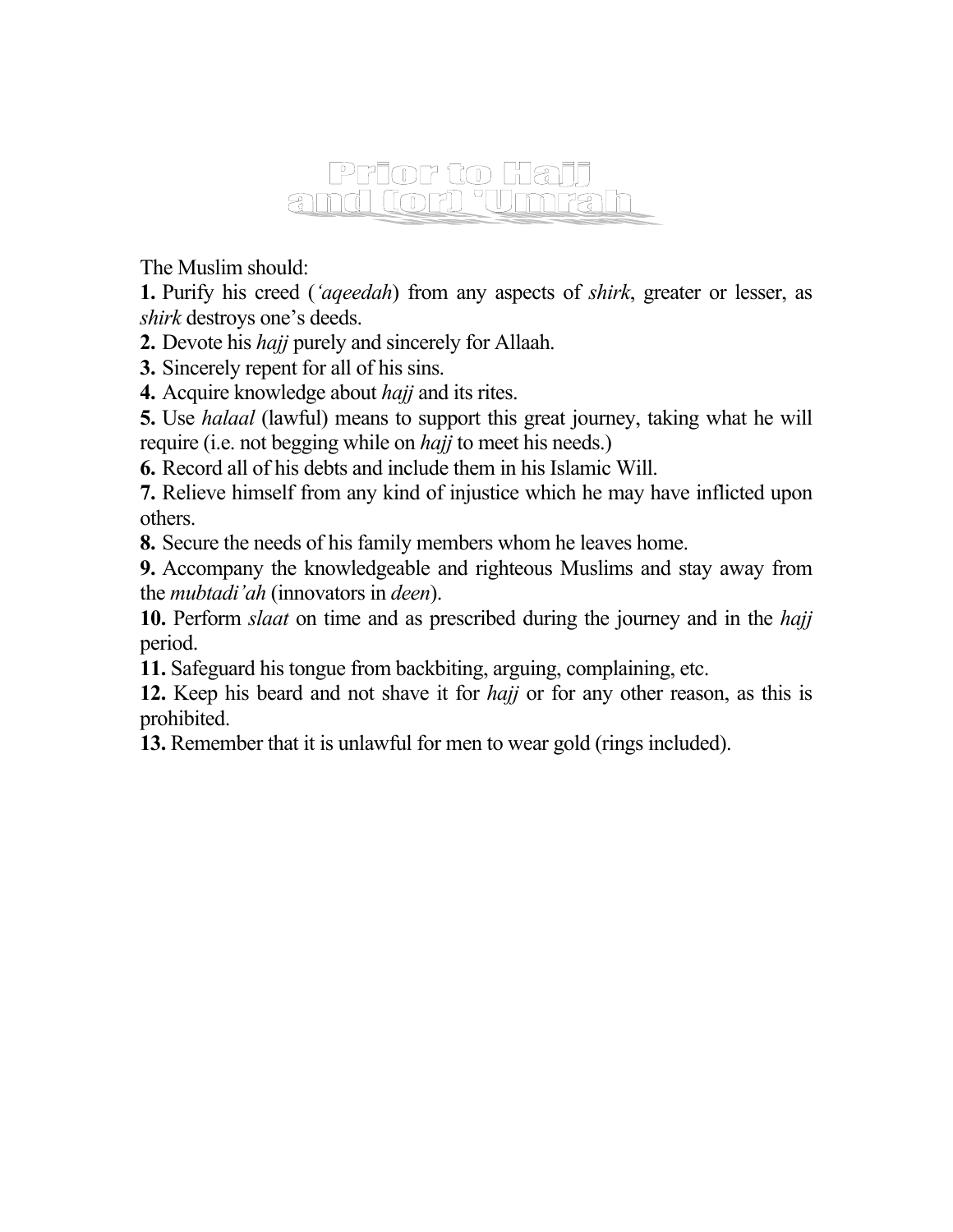# Prior to Hajj and (or) 'Umrah

The Muslim should:

**1.** Purify his creed (*'aqeedah*) from any aspects of *shirk*, greater or lesser, as *shirk* destroys one's deeds.

**2.** Devote his *hajj* purely and sincerely for Allaah.

**3.** Sincerely repent for all of his sins.

**4.** Acquire knowledge about *hajj* and its rites.

**5.** Use *halaal* (lawful) means to support this great journey, taking what he will require (i.e. not begging while on *hajj* to meet his needs.)

**6.** Record all of his debts and include them in his Islamic Will.

**7.** Relieve himself from any kind of injustice which he may have inflicted upon others.

**8.** Secure the needs of his family members whom he leaves home.

**9.** Accompany the knowledgeable and righteous Muslims and stay away from the *mubtadi'ah* (innovators in *deen*).

**10.** Perform *slaat* on time and as prescribed during the journey and in the *hajj* period.

**11.** Safeguard his tongue from backbiting, arguing, complaining, etc.

**12.** Keep his beard and not shave it for *hajj* or for any other reason, as this is prohibited.

**13.** Remember that it is unlawful for men to wear gold (rings included).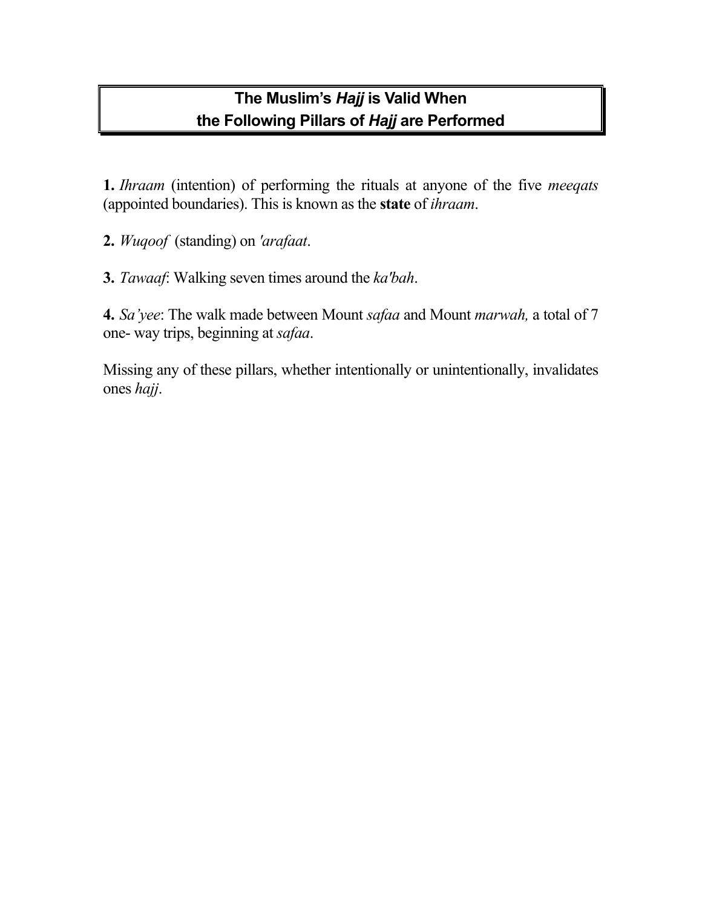## The Muslim's *Hajj* is Valid When the Following Pillars of *Hajj* are Performed

**1.** *Ihraam* (intention) of performing the rituals at anyone of the five *meeqats* (appointed boundaries). This is known as the **state** of *ihraam*.

**2.** *Wuqoof* (standing) on *'arafaat*.

**3.** *Tawaaf*: Walking seven times around the *ka'bah*.

**4.** *Sa'yee*: The walk made between Mount *safaa* and Mount *marwah,* a total of 7 one- way trips, beginning at *safaa*.

Missing any of these pillars, whether intentionally or unintentionally, invalidates ones *hajj*.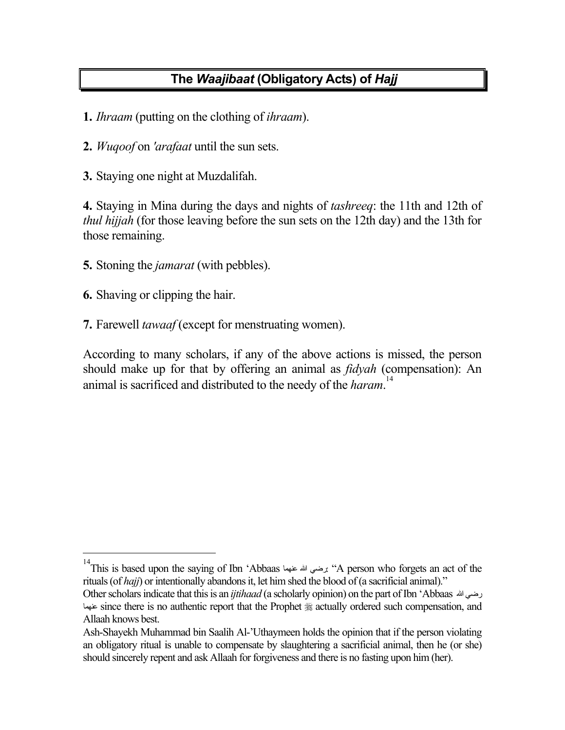## The *Waajibaat* (Obligatory Acts) of *Hajj*

**1.** *Ihraam* (putting on the clothing of *ihraam*).

**2.** *Wuqoof* on *'arafaat* until the sun sets.

**3.** Staying one night at Muzdalifah.

**4.** Staying in Mina during the days and nights of *tashreeq*: the 11th and 12th of *thul hijjah* (for those leaving before the sun sets on the 12th day) and the 13th for those remaining.

**5.** Stoning the *jamarat* (with pebbles).

**6.** Shaving or clipping the hair.

**7.** Farewell *tawaaf* (except for menstruating women).

According to many scholars, if any of the above actions is missed, the person should make up for that by offering an animal as *fidyah* (compensation): An animal is sacrificed and distributed to the needy of the *haram*.[14]

---

[14] This is based upon the saying of Ibn 'Abbaas رضي الله عنهما: "A person who forgets an act of the rituals (of *hajj*) or intentionally abandons it, let him shed the blood of (a sacrificial animal)."
Other scholars indicate that this is an *ijtihaad* (a scholarly opinion) on the part of Ibn 'Abbaas رضي الله عنهما since there is no authentic report that the Prophet ﷺ actually ordered such compensation, and Allaah knows best.
Ash-Shayekh Muhammad bin Saalih Al-'Uthaymeen holds the opinion that if the person violating an obligatory ritual is unable to compensate by slaughtering a sacrificial animal, then he (or she) should sincerely repent and ask Allaah for forgiveness and there is no fasting upon him (her).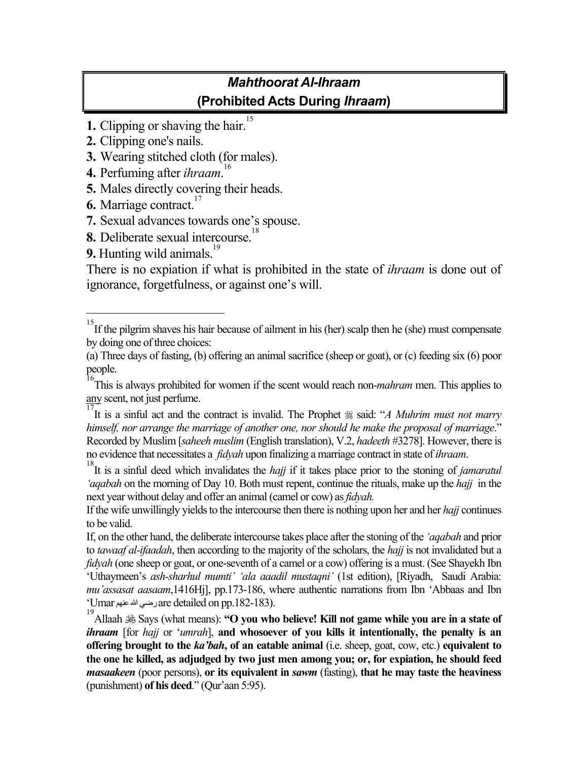## *Mahthoorat Al-Ihraam* (Prohibited Acts During *Ihraam*)

**1.** Clipping or shaving the hair.[15]
**2.** Clipping one's nails.
**3.** Wearing stitched cloth (for males).
**4.** Perfuming after *ihraam*.[16]
**5.** Males directly covering their heads.
**6.** Marriage contract.[17]
**7.** Sexual advances towards one's spouse.
**8.** Deliberate sexual intercourse.[18]
**9.** Hunting wild animals.[19]

There is no expiation if what is prohibited in the state of *ihraam* is done out of ignorance, forgetfulness, or against one's will.

---

[15] If the pilgrim shaves his hair because of ailment in his (her) scalp then he (she) must compensate by doing one of three choices:
(a) Three days of fasting, (b) offering an animal sacrifice (sheep or goat), or (c) feeding six (6) poor people.

[16] This is always prohibited for women if the scent would reach non-*mahram* men. This applies to any scent, not just perfume.

[17] It is a sinful act and the contract is invalid. The Prophet ﷺ said: "*A Muhrim must not marry himself, nor arrange the marriage of another one, nor should he make the proposal of marriage*." Recorded by Muslim [*saheeh muslim* (English translation), V.2, *hadeeth* #3278]. However, there is no evidence that necessitates a *fidyah* upon finalizing a marriage contract in state of *ihraam*.

[18] It is a sinful deed which invalidates the *hajj* if it takes place prior to the stoning of *jamaratul 'aqabah* on the morning of Day 10. Both must repent, continue the rituals, make up the *hajj* in the next year without delay and offer an animal (camel or cow) as *fidyah.*
If the wife unwillingly yields to the intercourse then there is nothing upon her and her *hajj* continues to be valid.
If, on the other hand, the deliberate intercourse takes place after the stoning of the *'aqabah* and prior to *tawaaf al-ifaadah*, then according to the majority of the scholars, the *hajj* is not invalidated but a *fidyah* (one sheep or goat, or one-seventh of a camel or a cow) offering is a must. (See Shayekh Ibn 'Uthaymeen's *ash-sharhul mumti' 'ala aaadil mustaqni'* (1st edition), [Riyadh, Saudi Arabia: *mu'assasat aasaam*,1416Hj], pp.173-186, where authentic narrations from Ibn 'Abbaas and Ibn 'Umar رضي الله عنهم are detailed on pp.182-183).

[19] Allaah ﷻ Says (what means): **"O you who believe! Kill not game while you are in a state of *ihraam*** [for *hajj* or '*umrah*], **and whosoever of you kills it intentionally, the penalty is an offering brought to the *ka'bah*, of an eatable animal** (i.e. sheep, goat, cow, etc.) **equivalent to the one he killed, as adjudged by two just men among you; or, for expiation, he should feed *masaakeen*** (poor persons), **or its equivalent in *sawm*** (fasting), **that he may taste the heaviness** (punishment) **of his deed**." (Qur'aan 5:95).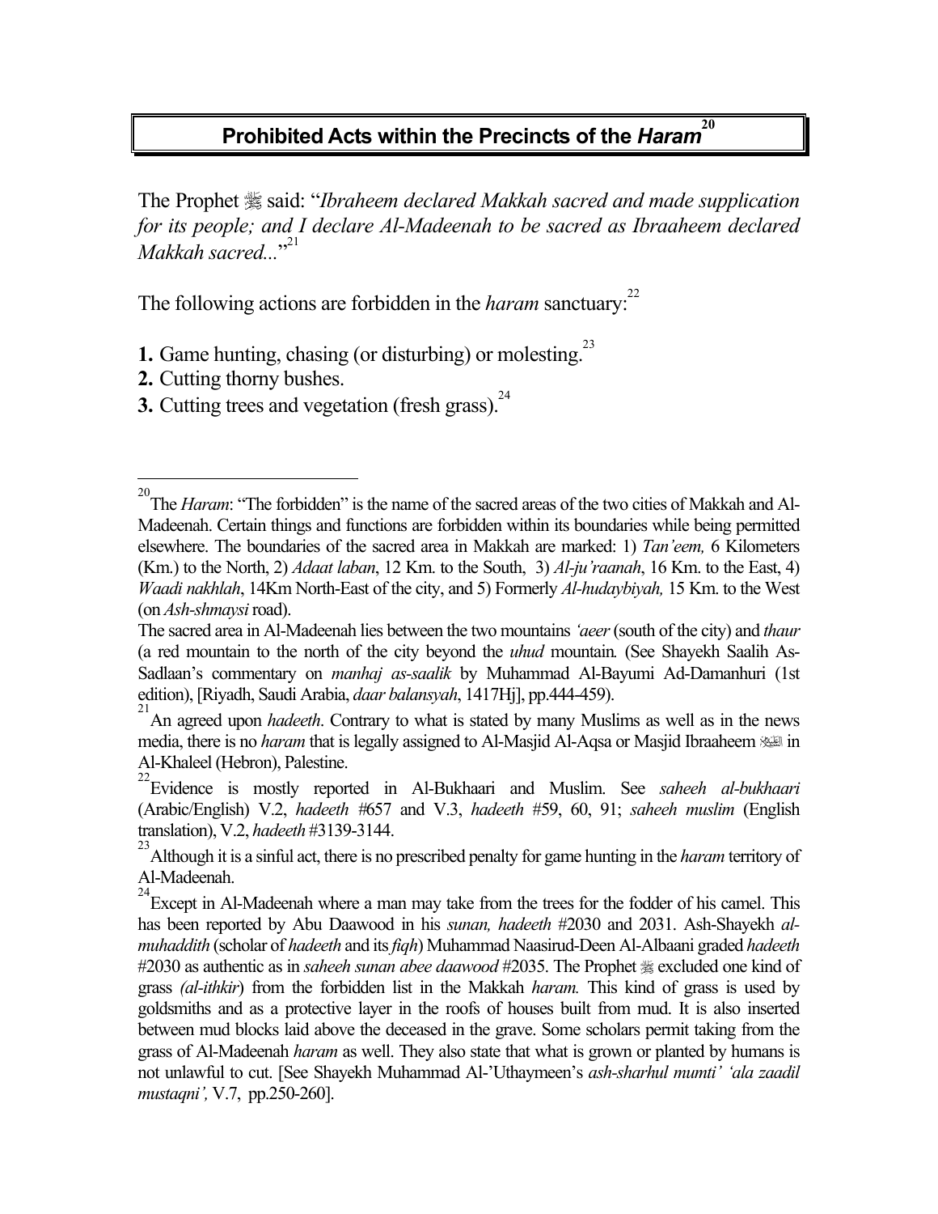## Prohibited Acts within the Precincts of the *Haram*[20]

The Prophet ﷺ said: "*Ibraheem declared Makkah sacred and made supplication for its people; and I declare Al-Madeenah to be sacred as Ibraaheem declared Makkah sacred...*"[21]

The following actions are forbidden in the *haram* sanctuary:[22]

**1.** Game hunting, chasing (or disturbing) or molesting.[23]
**2.** Cutting thorny bushes.
**3.** Cutting trees and vegetation (fresh grass).[24]

---

[20] The *Haram*: "The forbidden" is the name of the sacred areas of the two cities of Makkah and Al-Madeenah. Certain things and functions are forbidden within its boundaries while being permitted elsewhere. The boundaries of the sacred area in Makkah are marked: 1) *Tan'eem,* 6 Kilometers (Km.) to the North, 2) *Adaat laban*, 12 Km. to the South, 3) *Al-ju'raanah*, 16 Km. to the East, 4) *Waadi nakhlah*, 14Km North-East of the city, and 5) Formerly *Al-hudaybiyah,* 15 Km. to the West (on *Ash-shmaysi* road).

The sacred area in Al-Madeenah lies between the two mountains *'aeer* (south of the city) and *thaur* (a red mountain to the north of the city beyond the *uhud* mountain. (See Shayekh Saalih As-Sadlaan's commentary on *manhaj as-saalik* by Muhammad Al-Bayumi Ad-Damanhuri (1st edition), [Riyadh, Saudi Arabia, *daar balansyah*, 1417Hj], pp.444-459).

[21] An agreed upon *hadeeth*. Contrary to what is stated by many Muslims as well as in the news media, there is no *haram* that is legally assigned to Al-Masjid Al-Aqsa or Masjid Ibraaheem ﷺ in Al-Khaleel (Hebron), Palestine.

[22] Evidence is mostly reported in Al-Bukhaari and Muslim. See *saheeh al-bukhaari* (Arabic/English) V.2, *hadeeth* #657 and V.3, *hadeeth* #59, 60, 91; *saheeh muslim* (English translation), V.2, *hadeeth* #3139-3144.

[23] Although it is a sinful act, there is no prescribed penalty for game hunting in the *haram* territory of Al-Madeenah.

[24] Except in Al-Madeenah where a man may take from the trees for the fodder of his camel. This has been reported by Abu Daawood in his *sunan, hadeeth* #2030 and 2031. Ash-Shayekh *al-muhaddith* (scholar of *hadeeth* and its *fiqh*) Muhammad Naasirud-Deen Al-Albaani graded *hadeeth* #2030 as authentic as in *saheeh sunan abee daawood* #2035. The Prophet ﷺ excluded one kind of grass *(al-ithkir*) from the forbidden list in the Makkah *haram.* This kind of grass is used by goldsmiths and as a protective layer in the roofs of houses built from mud. It is also inserted between mud blocks laid above the deceased in the grave. Some scholars permit taking from the grass of Al-Madeenah *haram* as well. They also state that what is grown or planted by humans is not unlawful to cut. [See Shayekh Muhammad Al-'Uthaymeen's *ash-sharhul mumti' 'ala zaadil mustaqni',* V.7, pp.250-260].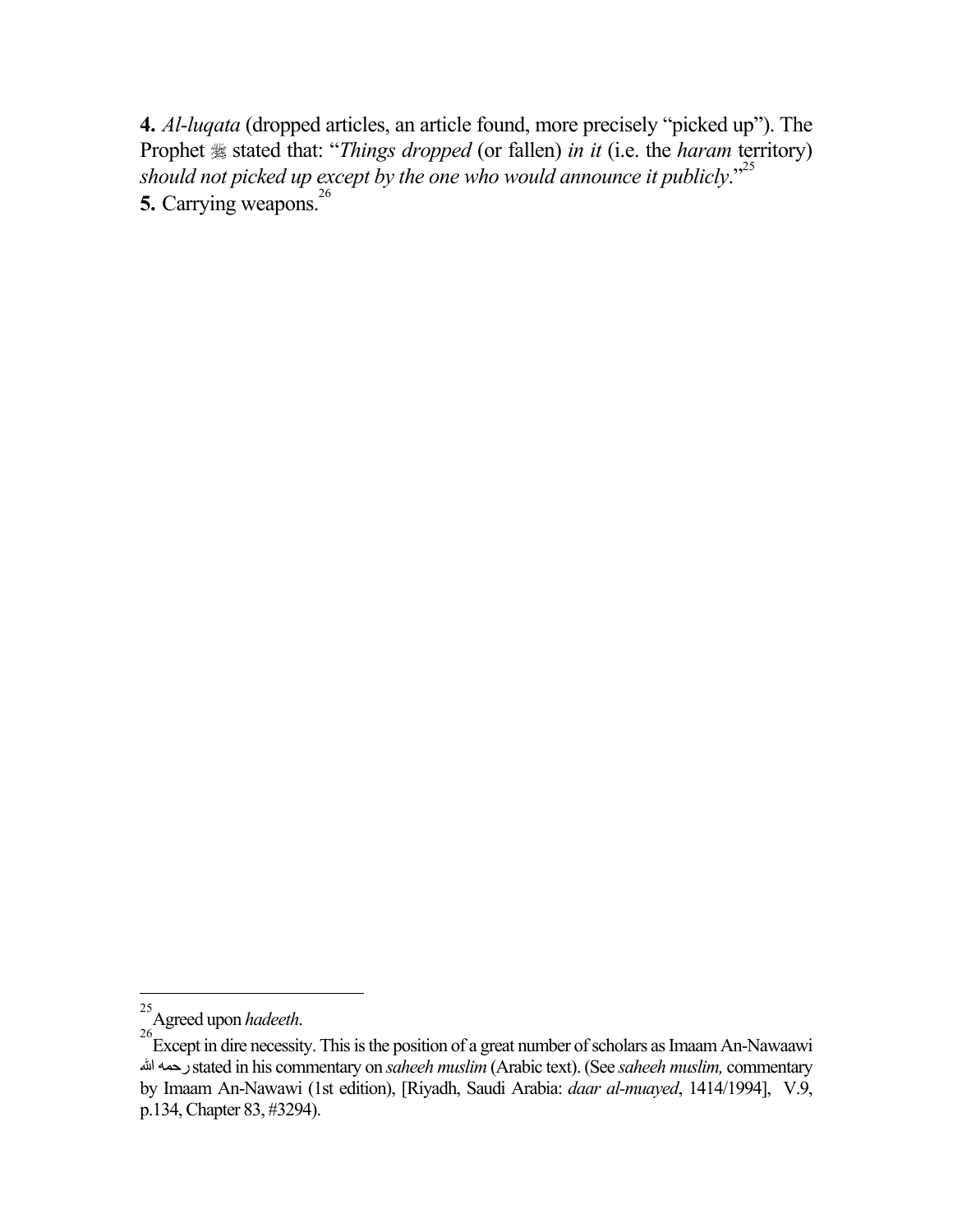**4.** *Al-luqata* (dropped articles, an article found, more precisely "picked up"). The Prophet ﷺ stated that: "*Things dropped* (or fallen) *in it* (i.e. the *haram* territory) *should not picked up except by the one who would announce it publicly*."[25]

**5.** Carrying weapons.[26]

---

[25] Agreed upon *hadeeth*.

[26] Except in dire necessity. This is the position of a great number of scholars as Imaam An-Nawaawi رحمه الله stated in his commentary on *saheeh muslim* (Arabic text). (See *saheeh muslim,* commentary by Imaam An-Nawawi (1st edition), [Riyadh, Saudi Arabia: *daar al-muayed*, 1414/1994], V.9, p.134, Chapter 83, #3294).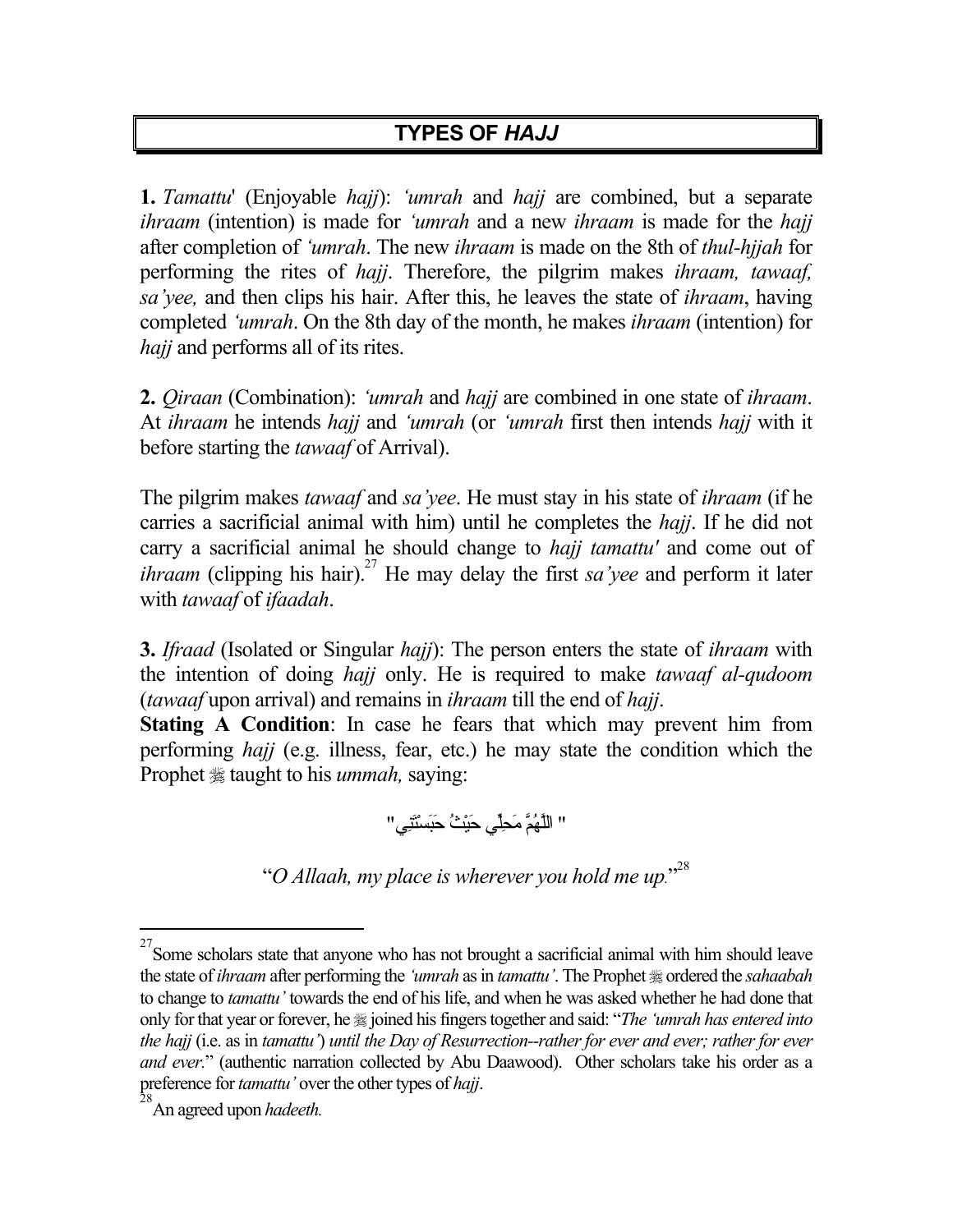# TYPES OF *HAJJ*

**1.** *Tamattu'* (Enjoyable *hajj*): *'umrah* and *hajj* are combined, but a separate *ihraam* (intention) is made for *'umrah* and a new *ihraam* is made for the *hajj* after completion of *'umrah*. The new *ihraam* is made on the 8th of *thul-hjjah* for performing the rites of *hajj*. Therefore, the pilgrim makes *ihraam, tawaaf, sa'yee,* and then clips his hair. After this, he leaves the state of *ihraam*, having completed *'umrah*. On the 8th day of the month, he makes *ihraam* (intention) for *hajj* and performs all of its rites.

**2.** *Qiraan* (Combination): *'umrah* and *hajj* are combined in one state of *ihraam*. At *ihraam* he intends *hajj* and *'umrah* (or *'umrah* first then intends *hajj* with it before starting the *tawaaf* of Arrival).

The pilgrim makes *tawaaf* and *sa'yee*. He must stay in his state of *ihraam* (if he carries a sacrificial animal with him) until he completes the *hajj*. If he did not carry a sacrificial animal he should change to *hajj tamattu'* and come out of *ihraam* (clipping his hair).[27] He may delay the first *sa'yee* and perform it later with *tawaaf* of *ifaadah*.

**3.** *Ifraad* (Isolated or Singular *hajj*): The person enters the state of *ihraam* with the intention of doing *hajj* only. He is required to make *tawaaf al-qudoom* (*tawaaf* upon arrival) and remains in *ihraam* till the end of *hajj*.

**Stating A Condition**: In case he fears that which may prevent him from performing *hajj* (e.g. illness, fear, etc.) he may state the condition which the Prophet ﷺ taught to his *ummah,* saying:

" اللَّهُمَّ مَحِلِّي حَيْثُ حَبَسْتَنِي"

"*O Allaah, my place is wherever you hold me up.*"[28]

---

[27] Some scholars state that anyone who has not brought a sacrificial animal with him should leave the state of *ihraam* after performing the *'umrah* as in *tamattu'*. The Prophet ﷺ ordered the *sahaabah* to change to *tamattu'* towards the end of his life, and when he was asked whether he had done that only for that year or forever, he ﷺ joined his fingers together and said: "*The 'umrah has entered into the hajj* (i.e. as in *tamattu'*) *until the Day of Resurrection--rather for ever and ever; rather for ever and ever.*" (authentic narration collected by Abu Daawood). Other scholars take his order as a preference for *tamattu'* over the other types of *hajj*.

[28] An agreed upon *hadeeth.*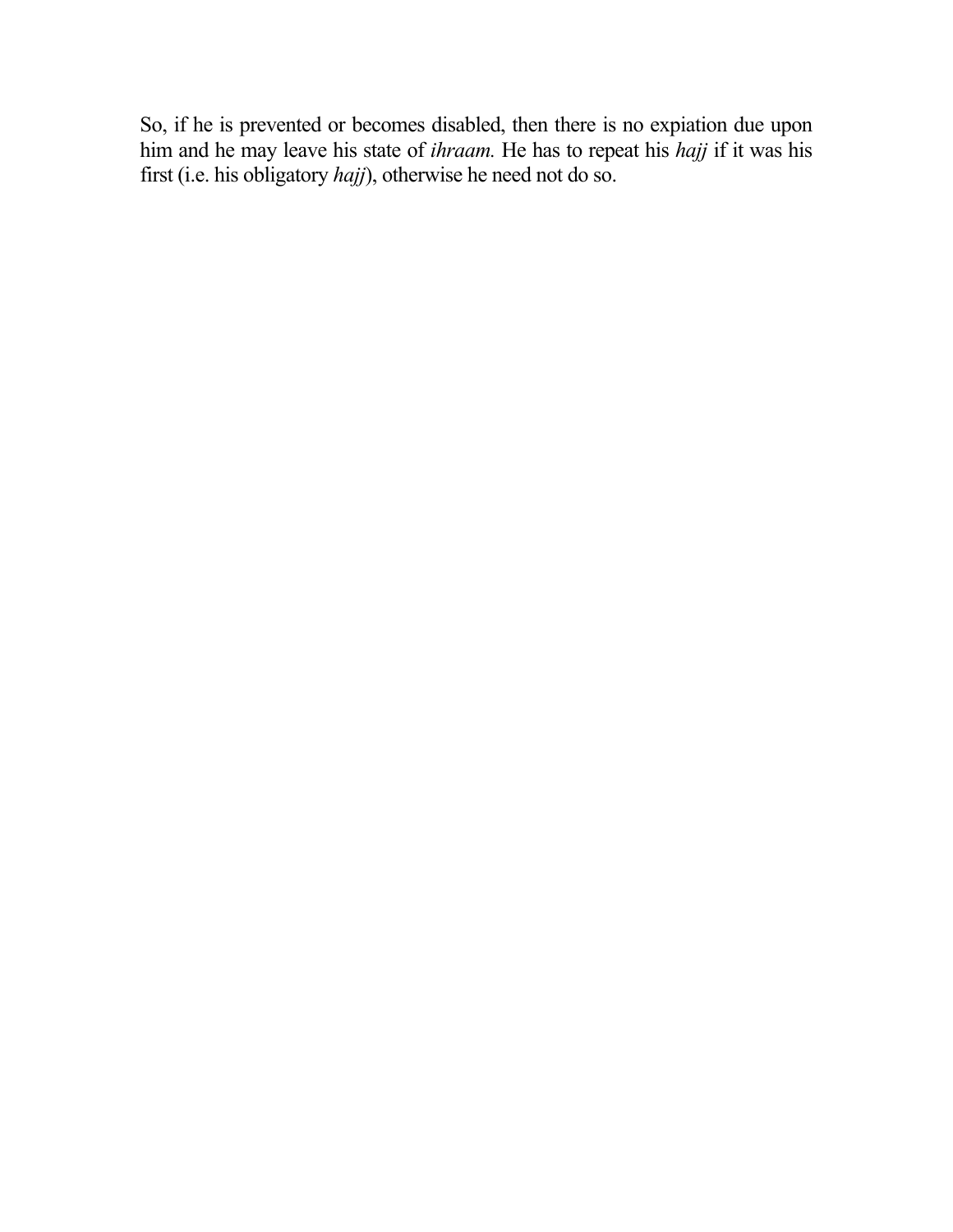So, if he is prevented or becomes disabled, then there is no expiation due upon him and he may leave his state of *ihraam.* He has to repeat his *hajj* if it was his first (i.e. his obligatory *hajj*), otherwise he need not do so.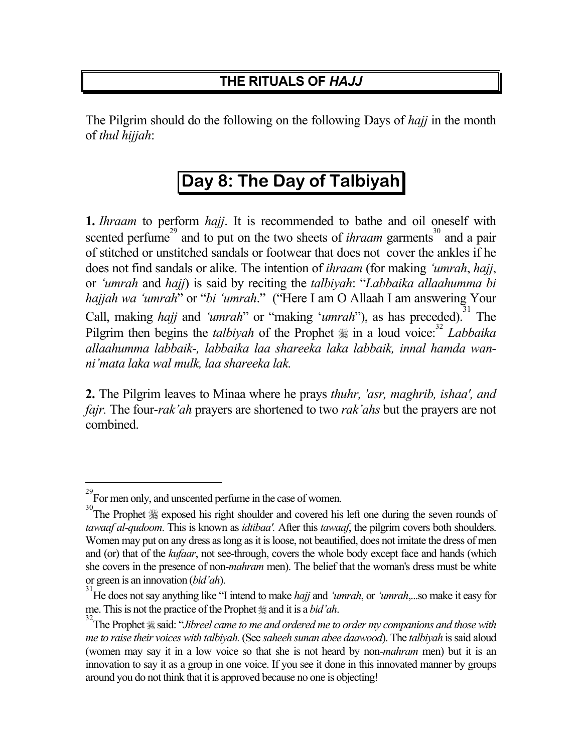# THE RITUALS OF *HAJJ*

The Pilgrim should do the following on the following Days of *hajj* in the month of *thul hijjah*:

## Day 8: The Day of Talbiyah

**1.** *Ihraam* to perform *hajj*. It is recommended to bathe and oil oneself with scented perfume[29] and to put on the two sheets of *ihraam* garments[30] and a pair of stitched or unstitched sandals or footwear that does not cover the ankles if he does not find sandals or alike. The intention of *ihraam* (for making *'umrah*, *hajj*, or *'umrah* and *hajj*) is said by reciting the *talbiyah*: "*Labbaika allaahumma bi hajjah wa 'umrah*" or "*bi 'umrah*." ("Here I am O Allaah I am answering Your Call, making *hajj* and *'umrah*" or "making '*umrah*"), as has preceded).[31] The Pilgrim then begins the *talbiyah* of the Prophet ﷺ in a loud voice:[32] *Labbaika allaahumma labbaik-, labbaika laa shareeka laka labbaik, innal hamda wan-ni'mata laka wal mulk, laa shareeka lak.*

**2.** The Pilgrim leaves to Minaa where he prays *thuhr, 'asr, maghrib, ishaa', and fajr.* The four-*rak'ah* prayers are shortened to two *rak'ahs* but the prayers are not combined.

---

[29] For men only, and unscented perfume in the case of women.

[30] The Prophet ﷺ exposed his right shoulder and covered his left one during the seven rounds of *tawaaf al-qudoom*. This is known as *idtibaa'.* After this *tawaaf*, the pilgrim covers both shoulders. Women may put on any dress as long as it is loose, not beautified, does not imitate the dress of men and (or) that of the *kufaar*, not see-through, covers the whole body except face and hands (which she covers in the presence of non-*mahram* men). The belief that the woman's dress must be white or green is an innovation (*bid'ah*).

[31] He does not say anything like "I intend to make *hajj* and *'umrah*, or *'umrah*,...so make it easy for me. This is not the practice of the Prophet ﷺ and it is a *bid'ah*.

[32] The Prophet ﷺ said: "*Jibreel came to me and ordered me to order my companions and those with me to raise their voices with talbiyah.* (See *saheeh sunan abee daawood*). The *talbiyah* is said aloud (women may say it in a low voice so that she is not heard by non-*mahram* men) but it is an innovation to say it as a group in one voice. If you see it done in this innovated manner by groups around you do not think that it is approved because no one is objecting!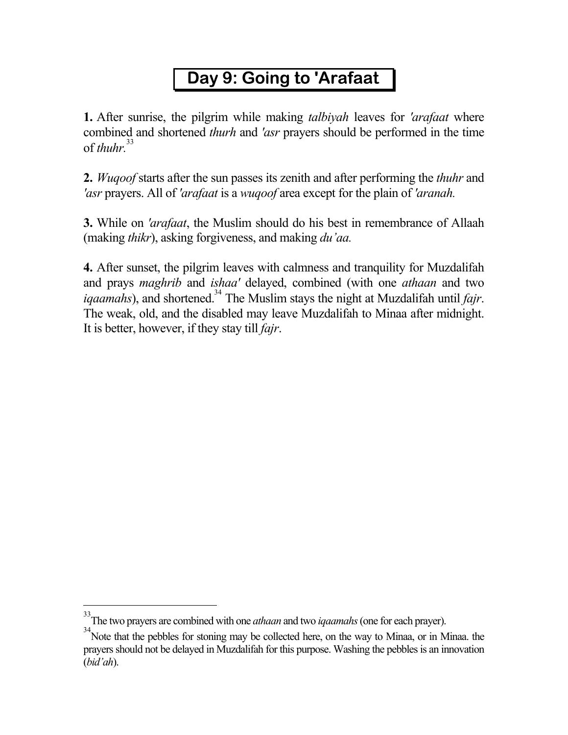# Day 9: Going to 'Arafaat

**1.** After sunrise, the pilgrim while making *talbiyah* leaves for *'arafaat* where combined and shortened *thurh* and *'asr* prayers should be performed in the time of *thuhr.*[33]

**2.** *Wuqoof* starts after the sun passes its zenith and after performing the *thuhr* and *'asr* prayers. All of *'arafaat* is a *wuqoof* area except for the plain of *'aranah.*

**3.** While on *'arafaat*, the Muslim should do his best in remembrance of Allaah (making *thikr*), asking forgiveness, and making *du'aa.*

**4.** After sunset, the pilgrim leaves with calmness and tranquility for Muzdalifah and prays *maghrib* and *ishaa'* delayed, combined (with one *athaan* and two *iqaamahs*), and shortened.[34] The Muslim stays the night at Muzdalifah until *fajr*. The weak, old, and the disabled may leave Muzdalifah to Minaa after midnight. It is better, however, if they stay till *fajr*.

---

[33] The two prayers are combined with one *athaan* and two *iqaamahs* (one for each prayer).

[34] Note that the pebbles for stoning may be collected here, on the way to Minaa, or in Minaa. the prayers should not be delayed in Muzdalifah for this purpose. Washing the pebbles is an innovation (*bid'ah*).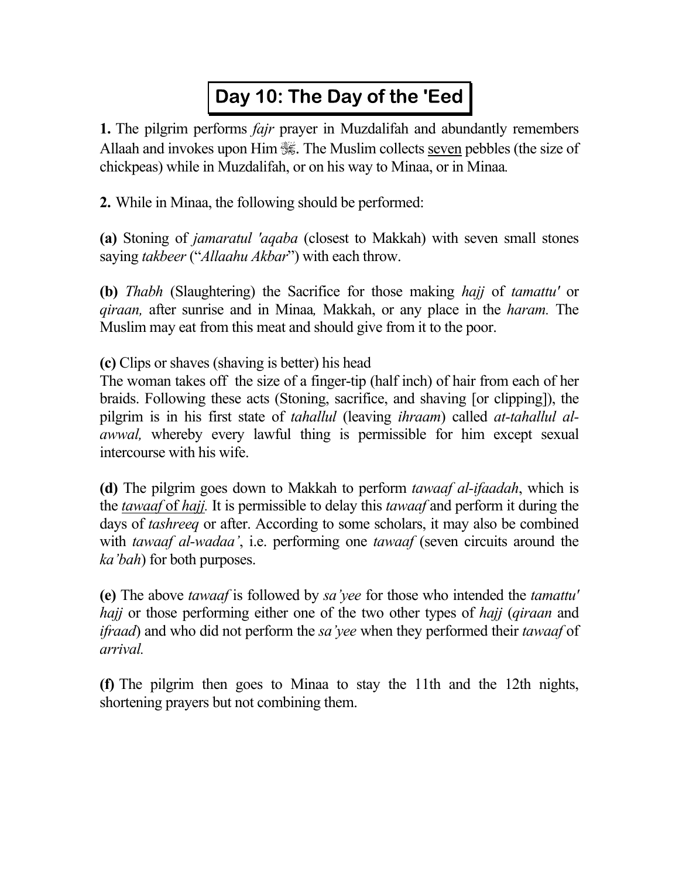# Day 10: The Day of the 'Eed

**1.** The pilgrim performs *fajr* prayer in Muzdalifah and abundantly remembers Allaah and invokes upon Him ﷻ. The Muslim collects seven pebbles (the size of chickpeas) while in Muzdalifah, or on his way to Minaa, or in Minaa.

**2.** While in Minaa, the following should be performed:

**(a)** Stoning of *jamaratul 'aqaba* (closest to Makkah) with seven small stones saying *takbeer* ("*Allaahu Akbar*") with each throw.

**(b)** *Thabh* (Slaughtering) the Sacrifice for those making *hajj* of *tamattu'* or *qiraan,* after sunrise and in Minaa, Makkah, or any place in the *haram.* The Muslim may eat from this meat and should give from it to the poor.

**(c)** Clips or shaves (shaving is better) his head
The woman takes off the size of a finger-tip (half inch) of hair from each of her braids. Following these acts (Stoning, sacrifice, and shaving [or clipping]), the pilgrim is in his first state of *tahallul* (leaving *ihraam*) called *at-tahallul al-awwal,* whereby every lawful thing is permissible for him except sexual intercourse with his wife.

**(d)** The pilgrim goes down to Makkah to perform *tawaaf al-ifaadah*, which is the *tawaaf* of *hajj.* It is permissible to delay this *tawaaf* and perform it during the days of *tashreeq* or after. According to some scholars, it may also be combined with *tawaaf al-wadaa'*, i.e. performing one *tawaaf* (seven circuits around the *ka'bah*) for both purposes.

**(e)** The above *tawaaf* is followed by *sa'yee* for those who intended the *tamattu' hajj* or those performing either one of the two other types of *hajj* (*qiraan* and *ifraad*) and who did not perform the *sa'yee* when they performed their *tawaaf* of *arrival.*

**(f)** The pilgrim then goes to Minaa to stay the 11th and the 12th nights, shortening prayers but not combining them.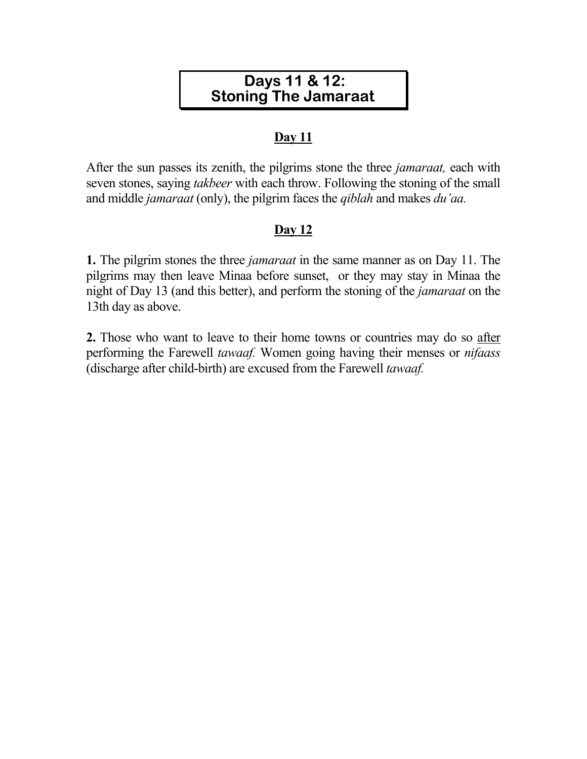# Days 11 & 12: Stoning The Jamaraat

## Day 11

After the sun passes its zenith, the pilgrims stone the three *jamaraat,* each with seven stones, saying *takbeer* with each throw. Following the stoning of the small and middle *jamaraat* (only), the pilgrim faces the *qiblah* and makes *du'aa.*

## Day 12

**1.** The pilgrim stones the three *jamaraat* in the same manner as on Day 11. The pilgrims may then leave Minaa before sunset, or they may stay in Minaa the night of Day 13 (and this better), and perform the stoning of the *jamaraat* on the 13th day as above.

**2.** Those who want to leave to their home towns or countries may do so <u>after</u> performing the Farewell *tawaaf.* Women going having their menses or *nifaass* (discharge after child-birth) are excused from the Farewell *tawaaf.*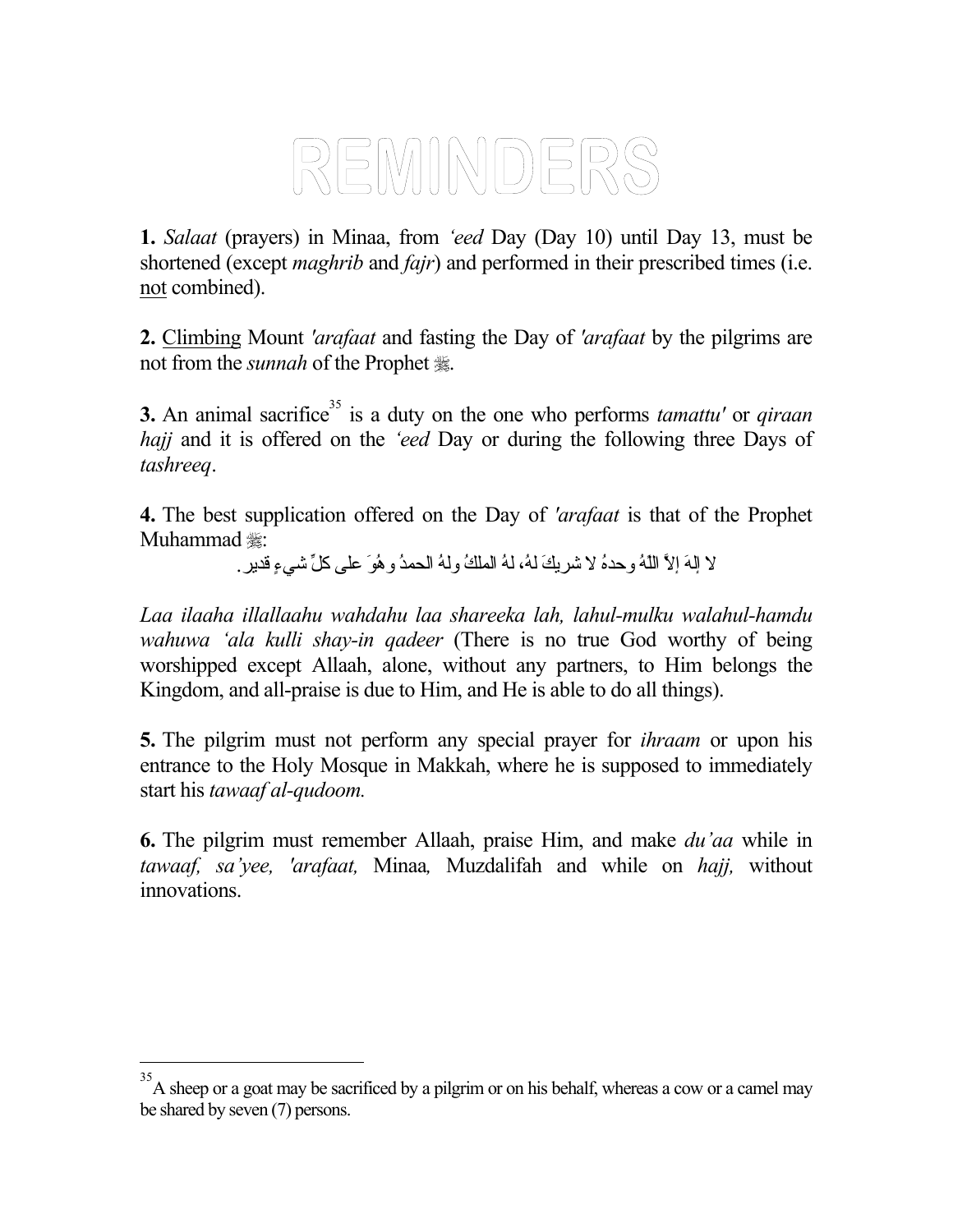# REMINDERS

**1.** *Salaat* (prayers) in Minaa, from *'eed* Day (Day 10) until Day 13, must be shortened (except *maghrib* and *fajr*) and performed in their prescribed times (i.e. not combined).

**2.** Climbing Mount *'arafaat* and fasting the Day of *'arafaat* by the pilgrims are not from the *sunnah* of the Prophet ﷺ.

**3.** An animal sacrifice[35] is a duty on the one who performs *tamattu'* or *qiraan hajj* and it is offered on the *'eed* Day or during the following three Days of *tashreeq*.

**4.** The best supplication offered on the Day of *'arafaat* is that of the Prophet Muhammad ﷺ:

لا إلهَ إلاَّ اللّهُ وحدهُ لا شريكَ لهُ، لهُ الملكُ ولهُ الحمدُ وهُوَ على كلِّ شيءٍ قدير.

*Laa ilaaha illallaahu wahdahu laa shareeka lah, lahul-mulku walahul-hamdu wahuwa 'ala kulli shay-in qadeer* (There is no true God worthy of being worshipped except Allaah, alone, without any partners, to Him belongs the Kingdom, and all-praise is due to Him, and He is able to do all things).

**5.** The pilgrim must not perform any special prayer for *ihraam* or upon his entrance to the Holy Mosque in Makkah, where he is supposed to immediately start his *tawaaf al-qudoom.*

**6.** The pilgrim must remember Allaah, praise Him, and make *du'aa* while in *tawaaf, sa'yee, 'arafaat,* Minaa*,* Muzdalifah and while on *hajj,* without innovations.

---

[35] A sheep or a goat may be sacrificed by a pilgrim or on his behalf, whereas a cow or a camel may be shared by seven (7) persons.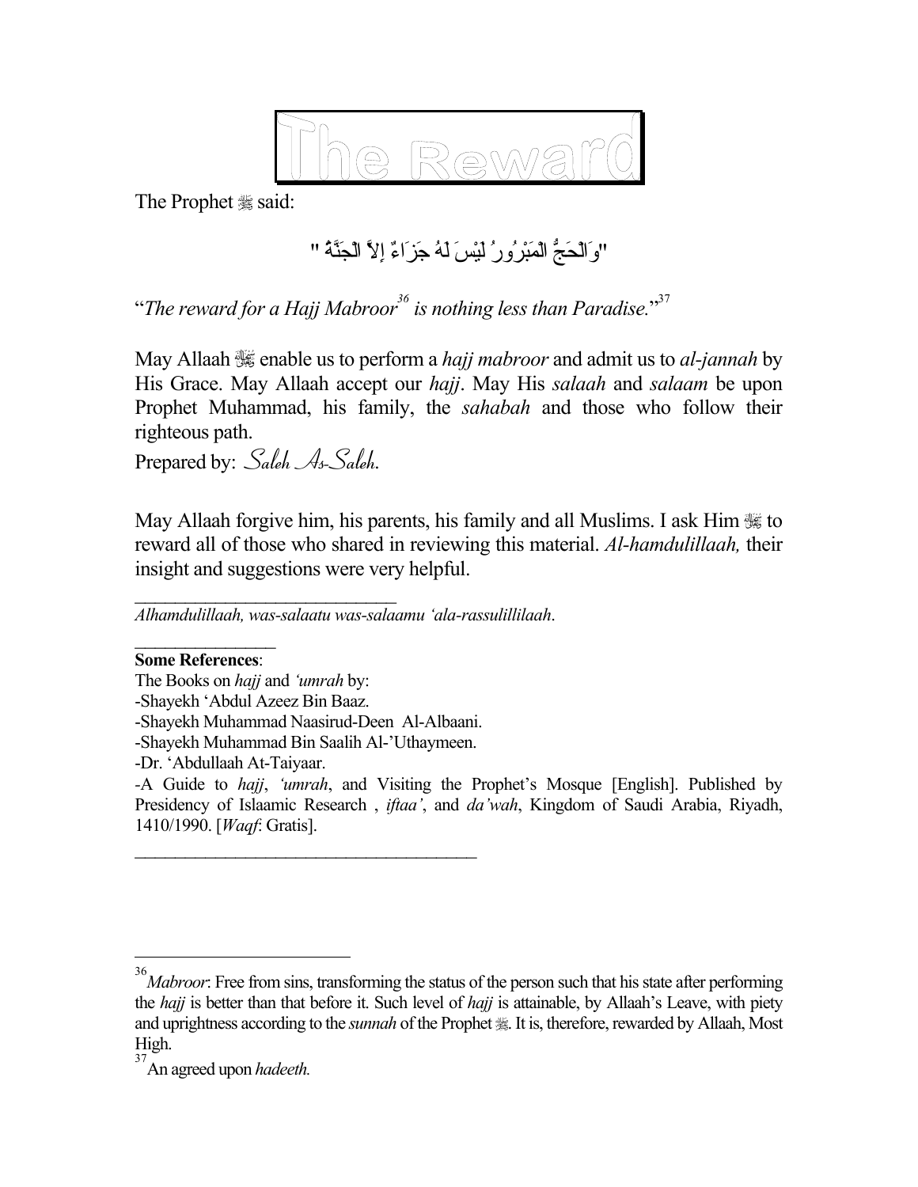# The Reward

The Prophet ﷺ said:

"وَالْحَجُّ الْمَبْرُورُ لَيْسَ لَهُ جَزَاءٌ إِلاَّ الْجَنَّةُ "

"*The reward for a Hajj Mabroor*[36] *is nothing less than Paradise.*"[37]

May Allaah ﷻ enable us to perform a *hajj mabroor* and admit us to *al-jannah* by His Grace. May Allaah accept our *hajj*. May His *salaah* and *salaam* be upon Prophet Muhammad, his family, the *sahabah* and those who follow their righteous path.

Prepared by: *Saleh As-Saleh*.

May Allaah forgive him, his parents, his family and all Muslims. I ask Him ﷻ to reward all of those who shared in reviewing this material. *Al-hamdulillaah,* their insight and suggestions were very helpful.

---

*Alhamdulillaah, was-salaatu was-salaamu 'ala-rassulillilaah*.

---

**Some References**:

The Books on *hajj* and *'umrah* by:

-Shayekh 'Abdul Azeez Bin Baaz.

-Shayekh Muhammad Naasirud-Deen Al-Albaani.

-Shayekh Muhammad Bin Saalih Al-'Uthaymeen.

-Dr. 'Abdullaah At-Taiyaar.

-A Guide to *hajj*, *'umrah*, and Visiting the Prophet's Mosque [English]. Published by Presidency of Islaamic Research , *iftaa'*, and *da'wah*, Kingdom of Saudi Arabia, Riyadh, 1410/1990. [*Waqf*: Gratis].

---

[36] *Mabroor*: Free from sins, transforming the status of the person such that his state after performing the *hajj* is better than that before it. Such level of *hajj* is attainable, by Allaah's Leave, with piety and uprightness according to the *sunnah* of the Prophet ﷺ. It is, therefore, rewarded by Allaah, Most High.

[37] An agreed upon *hadeeth.*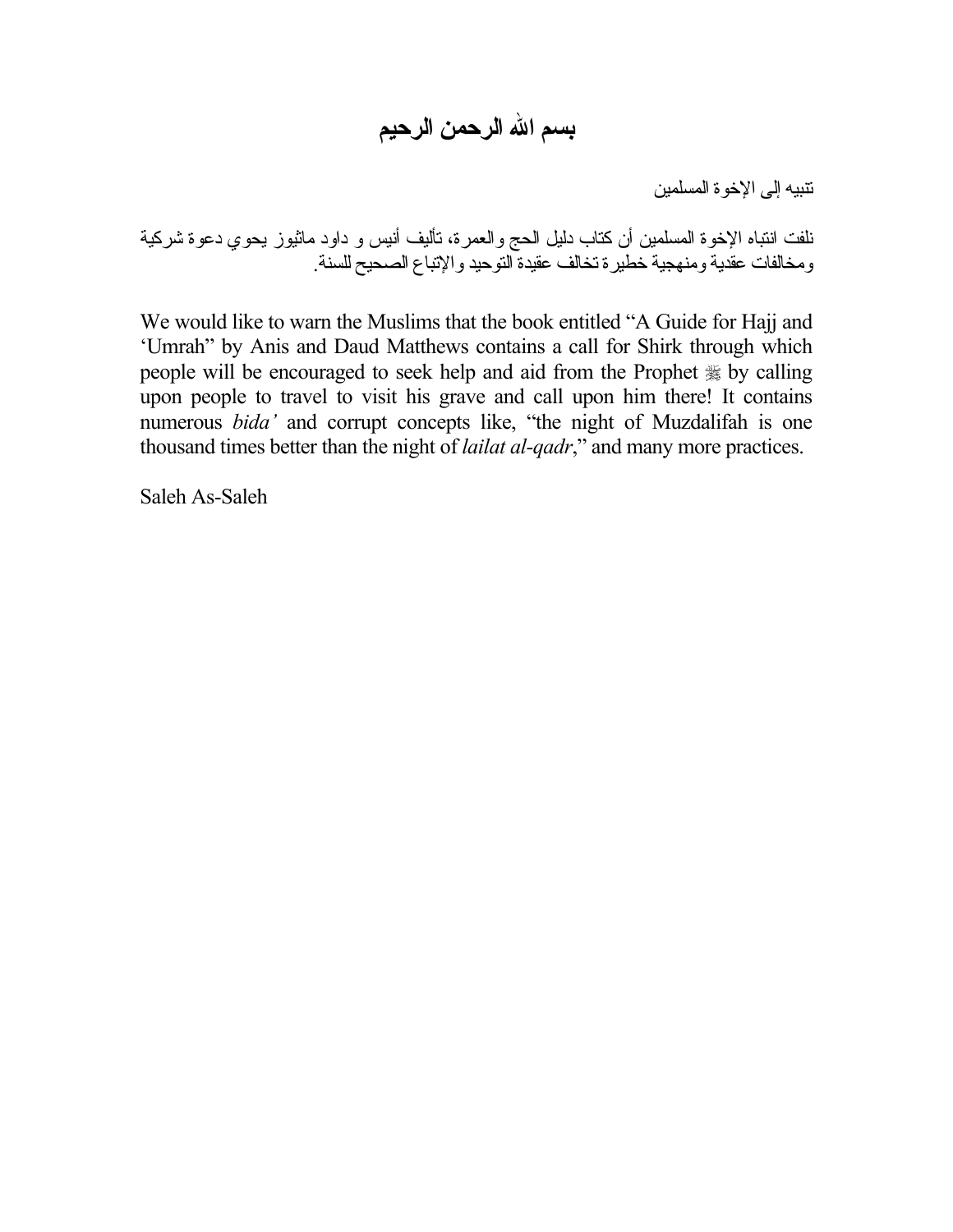# بسم الله الرحمن الرحيم

تنبيه إلى الإخوة المسلمين

نلفت انتباه الإخوة المسلمين أن كتاب دليل الحج والعمرة، تأليف أنيس و داود ماثيوز يحوي دعوة شركية ومخالفات عقدية ومنهجية خطيرة تخالف عقيدة التوحيد والإتباع الصحيح للسنة.

We would like to warn the Muslims that the book entitled "A Guide for Hajj and 'Umrah" by Anis and Daud Matthews contains a call for Shirk through which people will be encouraged to seek help and aid from the Prophet ﷺ by calling upon people to travel to visit his grave and call upon him there! It contains numerous *bida'* and corrupt concepts like, "the night of Muzdalifah is one thousand times better than the night of *lailat al-qadr*," and many more practices.

Saleh As-Saleh